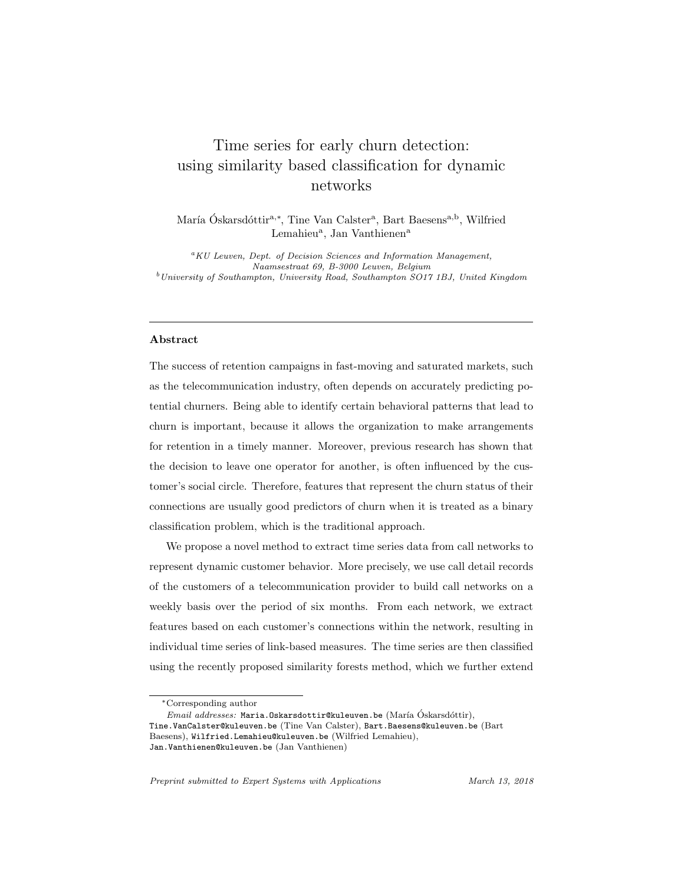# Time series for early churn detection: using similarity based classification for dynamic networks

María Óskarsdóttir[a,*], Tine Van Calster[a], Bart Baesens[a,b], Wilfried Lemahieu[a], Jan Vanthienen[a]

[a] *KU Leuven, Dept. of Decision Sciences and Information Management, Naamsestraat 69, B-3000 Leuven, Belgium*
[b] *University of Southampton, University Road, Southampton SO17 1BJ, United Kingdom*

---

## Abstract

The success of retention campaigns in fast-moving and saturated markets, such as the telecommunication industry, often depends on accurately predicting potential churners. Being able to identify certain behavioral patterns that lead to churn is important, because it allows the organization to make arrangements for retention in a timely manner. Moreover, previous research has shown that the decision to leave one operator for another, is often influenced by the customer's social circle. Therefore, features that represent the churn status of their connections are usually good predictors of churn when it is treated as a binary classification problem, which is the traditional approach.

We propose a novel method to extract time series data from call networks to represent dynamic customer behavior. More precisely, we use call detail records of the customers of a telecommunication provider to build call networks on a weekly basis over the period of six months. From each network, we extract features based on each customer's connections within the network, resulting in individual time series of link-based measures. The time series are then classified using the recently proposed similarity forests method, which we further extend

---

[*] Corresponding author

*Email addresses:* Maria.Oskarsdottir@kuleuven.be (María Óskarsdóttir), Tine.VanCalster@kuleuven.be (Tine Van Calster), Bart.Baesens@kuleuven.be (Bart Baesens), Wilfried.Lemahieu@kuleuven.be (Wilfried Lemahieu), Jan.Vanthienen@kuleuven.be (Jan Vanthienen)

*Preprint submitted to Expert Systems with Applications* *March 13, 2018*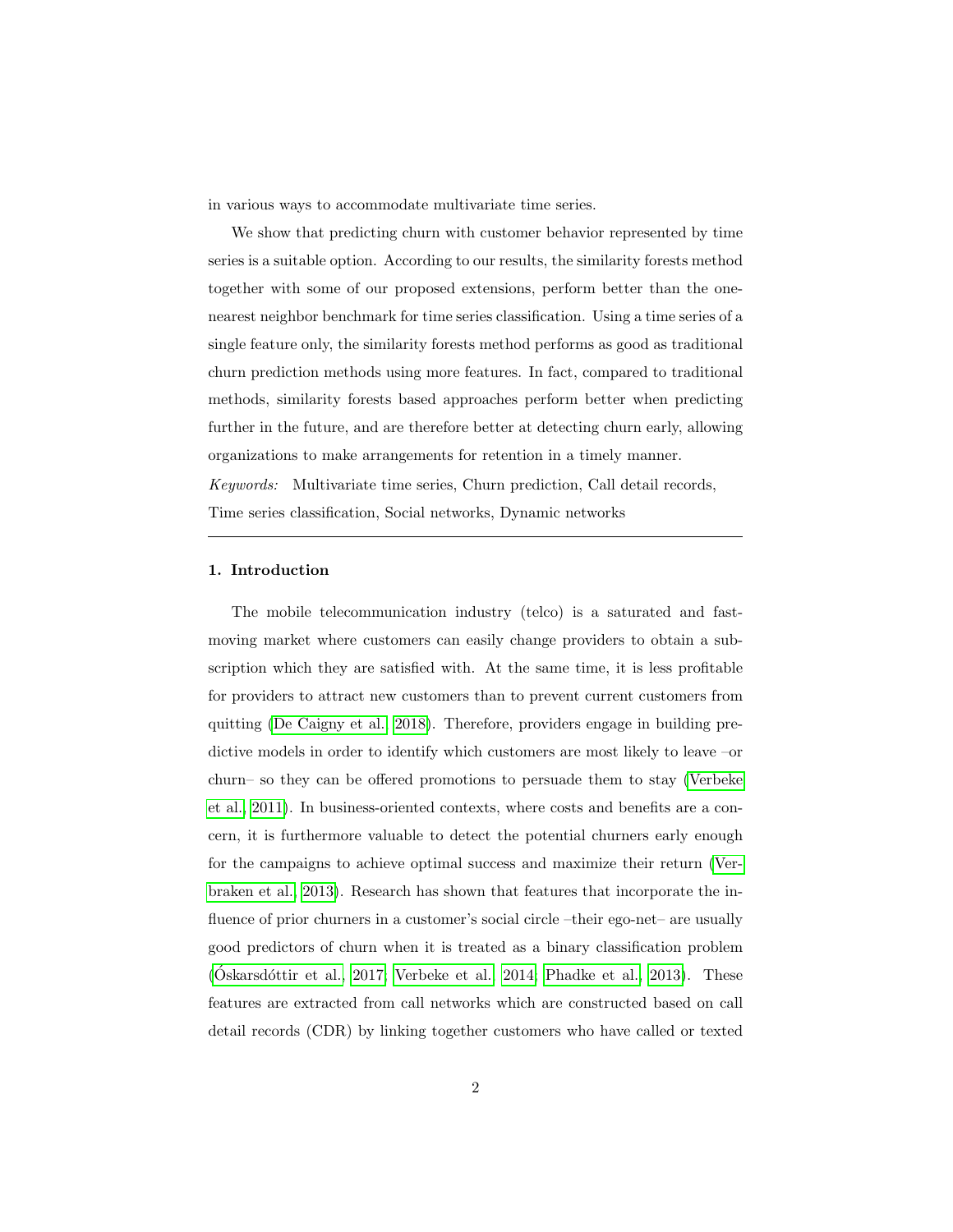in various ways to accommodate multivariate time series.

We show that predicting churn with customer behavior represented by time series is a suitable option. According to our results, the similarity forests method together with some of our proposed extensions, perform better than the one-nearest neighbor benchmark for time series classification. Using a time series of a single feature only, the similarity forests method performs as good as traditional churn prediction methods using more features. In fact, compared to traditional methods, similarity forests based approaches perform better when predicting further in the future, and are therefore better at detecting churn early, allowing organizations to make arrangements for retention in a timely manner.

*Keywords:* Multivariate time series, Churn prediction, Call detail records, Time series classification, Social networks, Dynamic networks

---

## 1. Introduction

The mobile telecommunication industry (telco) is a saturated and fast-moving market where customers can easily change providers to obtain a subscription which they are satisfied with. At the same time, it is less profitable for providers to attract new customers than to prevent current customers from quitting (De Caigny et al., 2018). Therefore, providers engage in building predictive models in order to identify which customers are most likely to leave –or churn– so they can be offered promotions to persuade them to stay (Verbeke et al., 2011). In business-oriented contexts, where costs and benefits are a concern, it is furthermore valuable to detect the potential churners early enough for the campaigns to achieve optimal success and maximize their return (Verbraken et al., 2013). Research has shown that features that incorporate the influence of prior churners in a customer's social circle –their ego-net– are usually good predictors of churn when it is treated as a binary classification problem (Óskarsdóttir et al., 2017; Verbeke et al., 2014; Phadke et al., 2013). These features are extracted from call networks which are constructed based on call detail records (CDR) by linking together customers who have called or texted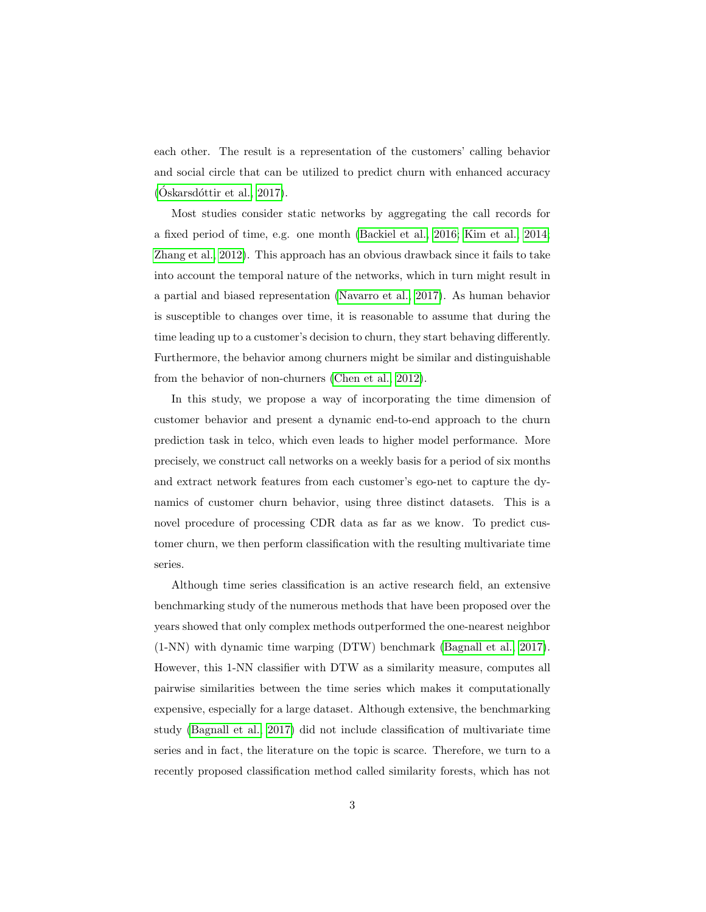each other. The result is a representation of the customers' calling behavior and social circle that can be utilized to predict churn with enhanced accuracy (Óskarsdóttir et al., 2017).

Most studies consider static networks by aggregating the call records for a fixed period of time, e.g. one month (Backiel et al., 2016; Kim et al., 2014; Zhang et al., 2012). This approach has an obvious drawback since it fails to take into account the temporal nature of the networks, which in turn might result in a partial and biased representation (Navarro et al., 2017). As human behavior is susceptible to changes over time, it is reasonable to assume that during the time leading up to a customer's decision to churn, they start behaving differently. Furthermore, the behavior among churners might be similar and distinguishable from the behavior of non-churners (Chen et al., 2012).

In this study, we propose a way of incorporating the time dimension of customer behavior and present a dynamic end-to-end approach to the churn prediction task in telco, which even leads to higher model performance. More precisely, we construct call networks on a weekly basis for a period of six months and extract network features from each customer's ego-net to capture the dynamics of customer churn behavior, using three distinct datasets. This is a novel procedure of processing CDR data as far as we know. To predict customer churn, we then perform classification with the resulting multivariate time series.

Although time series classification is an active research field, an extensive benchmarking study of the numerous methods that have been proposed over the years showed that only complex methods outperformed the one-nearest neighbor (1-NN) with dynamic time warping (DTW) benchmark (Bagnall et al., 2017). However, this 1-NN classifier with DTW as a similarity measure, computes all pairwise similarities between the time series which makes it computationally expensive, especially for a large dataset. Although extensive, the benchmarking study (Bagnall et al., 2017) did not include classification of multivariate time series and in fact, the literature on the topic is scarce. Therefore, we turn to a recently proposed classification method called similarity forests, which has not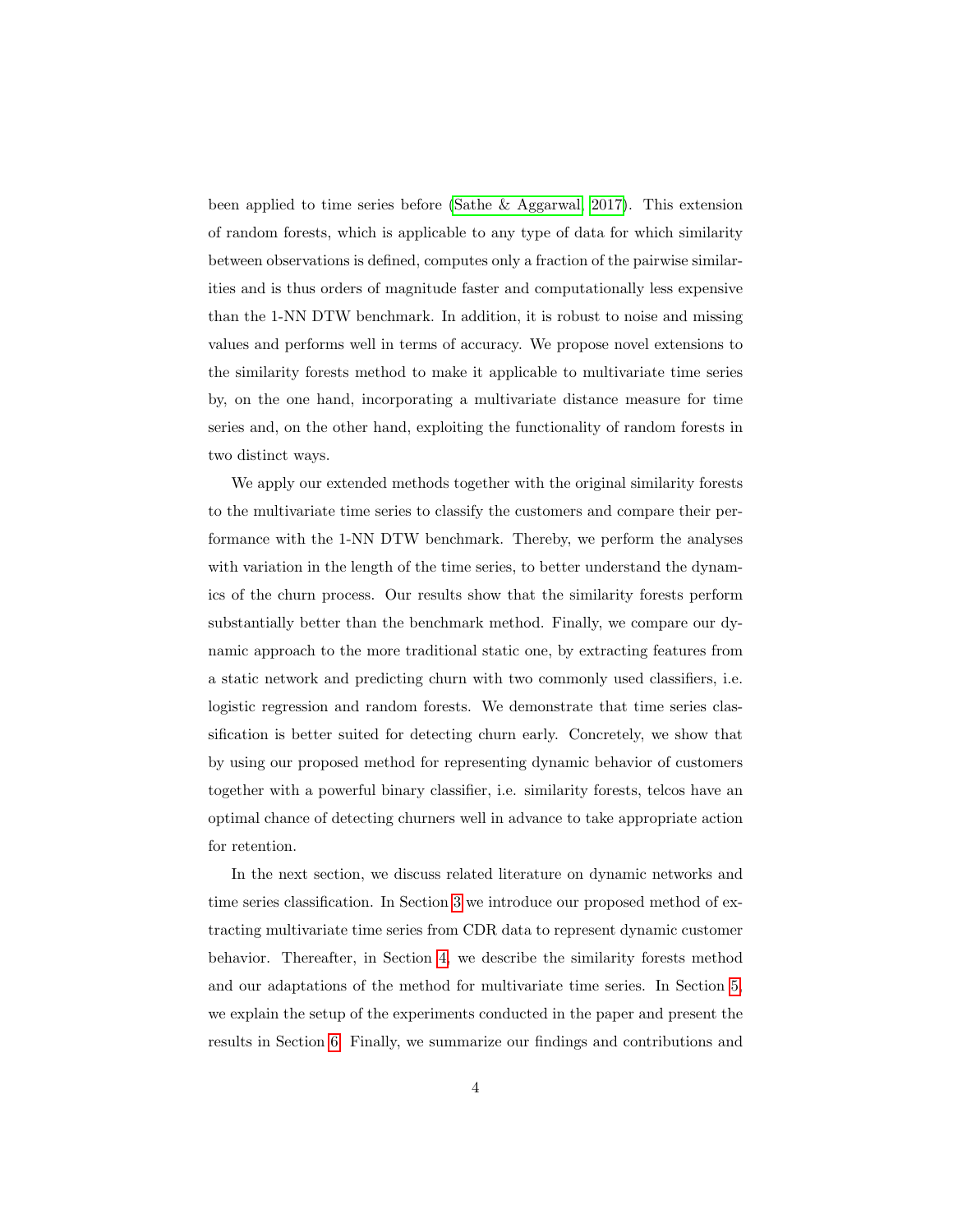been applied to time series before (Sathe & Aggarwal, 2017). This extension of random forests, which is applicable to any type of data for which similarity between observations is defined, computes only a fraction of the pairwise similarities and is thus orders of magnitude faster and computationally less expensive than the 1-NN DTW benchmark. In addition, it is robust to noise and missing values and performs well in terms of accuracy. We propose novel extensions to the similarity forests method to make it applicable to multivariate time series by, on the one hand, incorporating a multivariate distance measure for time series and, on the other hand, exploiting the functionality of random forests in two distinct ways.

We apply our extended methods together with the original similarity forests to the multivariate time series to classify the customers and compare their performance with the 1-NN DTW benchmark. Thereby, we perform the analyses with variation in the length of the time series, to better understand the dynamics of the churn process. Our results show that the similarity forests perform substantially better than the benchmark method. Finally, we compare our dynamic approach to the more traditional static one, by extracting features from a static network and predicting churn with two commonly used classifiers, i.e. logistic regression and random forests. We demonstrate that time series classification is better suited for detecting churn early. Concretely, we show that by using our proposed method for representing dynamic behavior of customers together with a powerful binary classifier, i.e. similarity forests, telcos have an optimal chance of detecting churners well in advance to take appropriate action for retention.

In the next section, we discuss related literature on dynamic networks and time series classification. In Section 3 we introduce our proposed method of extracting multivariate time series from CDR data to represent dynamic customer behavior. Thereafter, in Section 4, we describe the similarity forests method and our adaptations of the method for multivariate time series. In Section 5, we explain the setup of the experiments conducted in the paper and present the results in Section 6. Finally, we summarize our findings and contributions and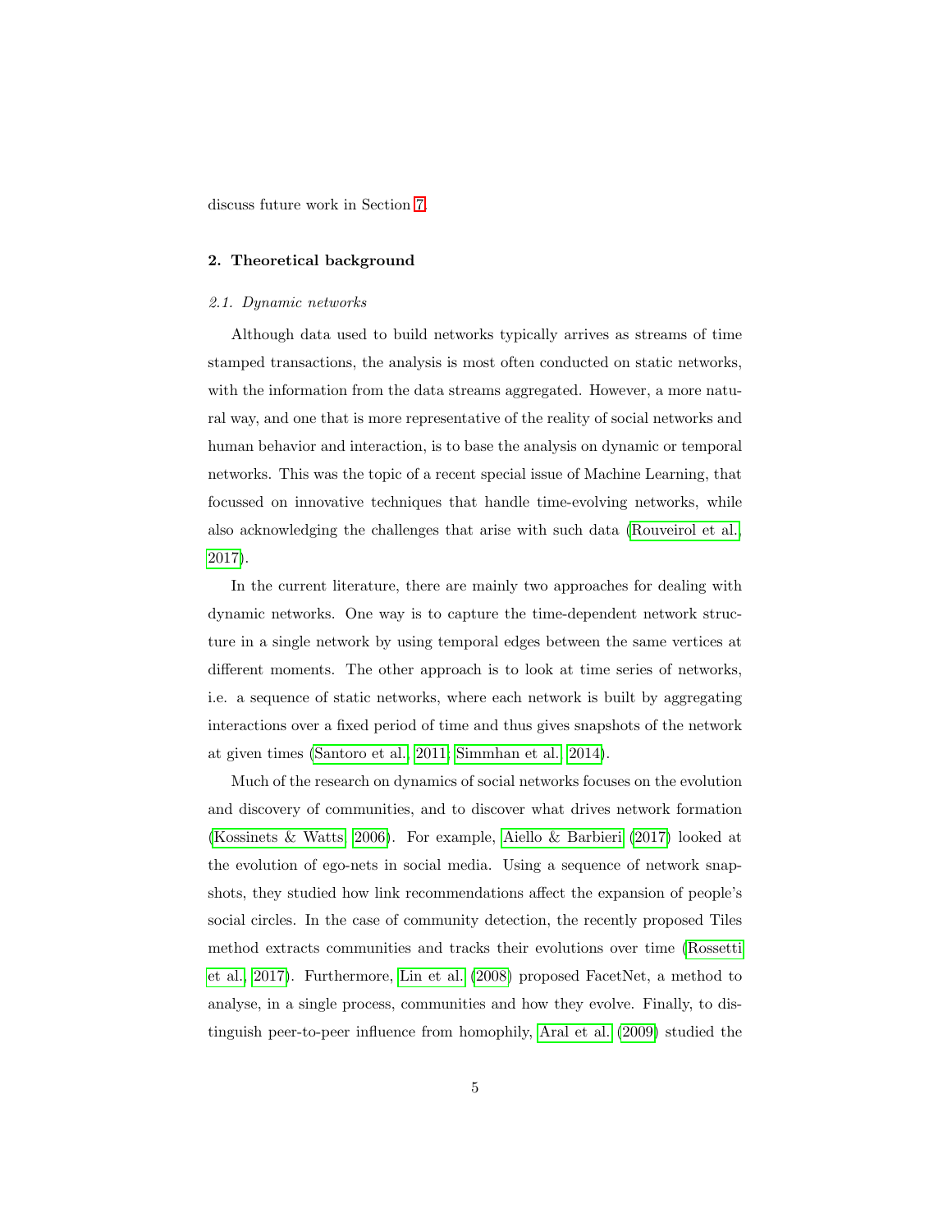discuss future work in Section 7.

## 2. Theoretical background

### *2.1. Dynamic networks*

Although data used to build networks typically arrives as streams of time stamped transactions, the analysis is most often conducted on static networks, with the information from the data streams aggregated. However, a more natural way, and one that is more representative of the reality of social networks and human behavior and interaction, is to base the analysis on dynamic or temporal networks. This was the topic of a recent special issue of Machine Learning, that focussed on innovative techniques that handle time-evolving networks, while also acknowledging the challenges that arise with such data (Rouveirol et al., 2017).

In the current literature, there are mainly two approaches for dealing with dynamic networks. One way is to capture the time-dependent network structure in a single network by using temporal edges between the same vertices at different moments. The other approach is to look at time series of networks, i.e. a sequence of static networks, where each network is built by aggregating interactions over a fixed period of time and thus gives snapshots of the network at given times (Santoro et al., 2011; Simmhan et al., 2014).

Much of the research on dynamics of social networks focuses on the evolution and discovery of communities, and to discover what drives network formation (Kossinets & Watts, 2006). For example, Aiello & Barbieri (2017) looked at the evolution of ego-nets in social media. Using a sequence of network snapshots, they studied how link recommendations affect the expansion of people's social circles. In the case of community detection, the recently proposed Tiles method extracts communities and tracks their evolutions over time (Rossetti et al., 2017). Furthermore, Lin et al. (2008) proposed FacetNet, a method to analyse, in a single process, communities and how they evolve. Finally, to distinguish peer-to-peer influence from homophily, Aral et al. (2009) studied the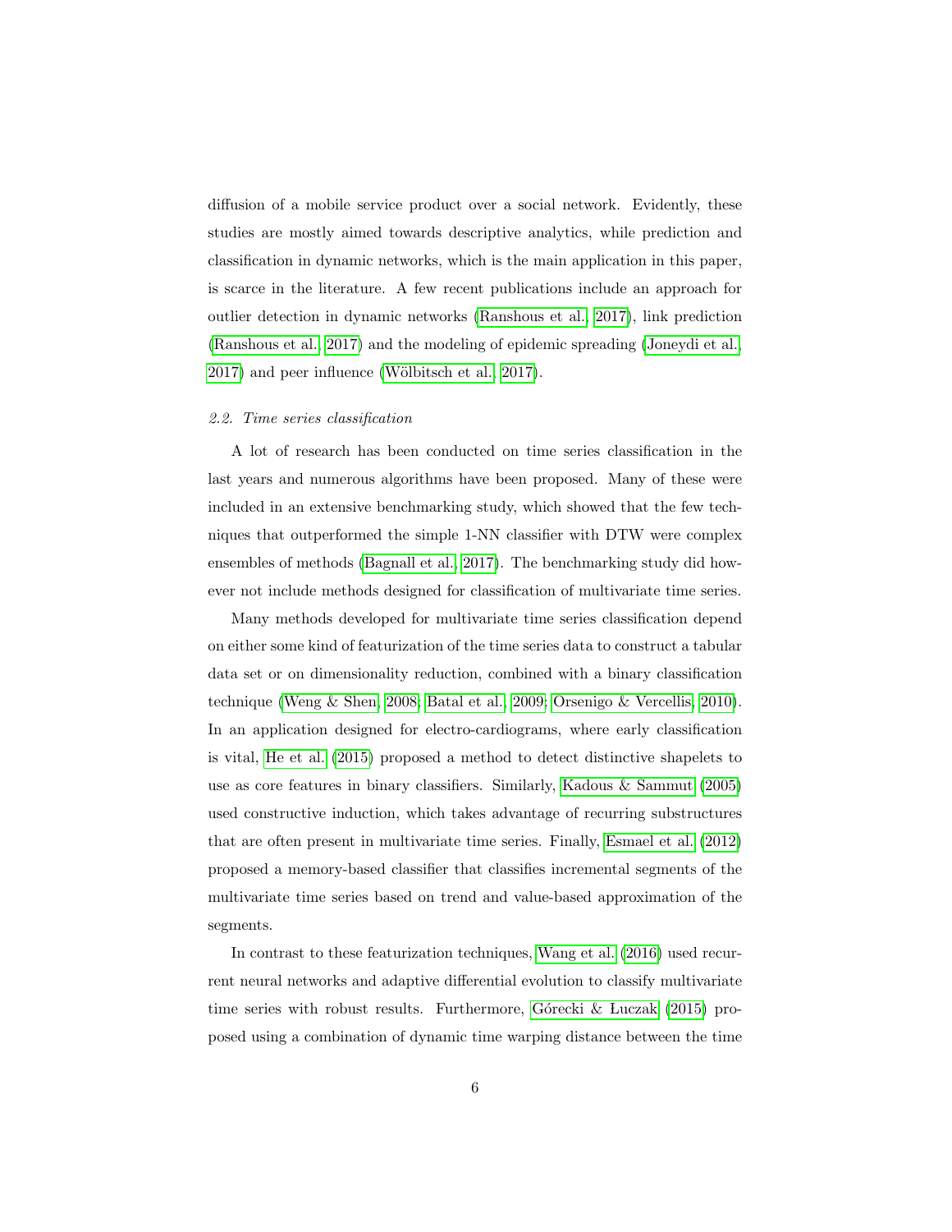diffusion of a mobile service product over a social network. Evidently, these studies are mostly aimed towards descriptive analytics, while prediction and classification in dynamic networks, which is the main application in this paper, is scarce in the literature. A few recent publications include an approach for outlier detection in dynamic networks (Ranshous et al., 2017), link prediction (Ranshous et al., 2017) and the modeling of epidemic spreading (Joneydi et al., 2017) and peer influence (Wölbitsch et al., 2017).

### *2.2. Time series classification*

A lot of research has been conducted on time series classification in the last years and numerous algorithms have been proposed. Many of these were included in an extensive benchmarking study, which showed that the few techniques that outperformed the simple 1-NN classifier with DTW were complex ensembles of methods (Bagnall et al., 2017). The benchmarking study did however not include methods designed for classification of multivariate time series.

Many methods developed for multivariate time series classification depend on either some kind of featurization of the time series data to construct a tabular data set or on dimensionality reduction, combined with a binary classification technique (Weng & Shen, 2008; Batal et al., 2009; Orsenigo & Vercellis, 2010). In an application designed for electro-cardiograms, where early classification is vital, He et al. (2015) proposed a method to detect distinctive shapelets to use as core features in binary classifiers. Similarly, Kadous & Sammut (2005) used constructive induction, which takes advantage of recurring substructures that are often present in multivariate time series. Finally, Esmael et al. (2012) proposed a memory-based classifier that classifies incremental segments of the multivariate time series based on trend and value-based approximation of the segments.

In contrast to these featurization techniques, Wang et al. (2016) used recurrent neural networks and adaptive differential evolution to classify multivariate time series with robust results. Furthermore, Górecki & Łuczak (2015) proposed using a combination of dynamic time warping distance between the time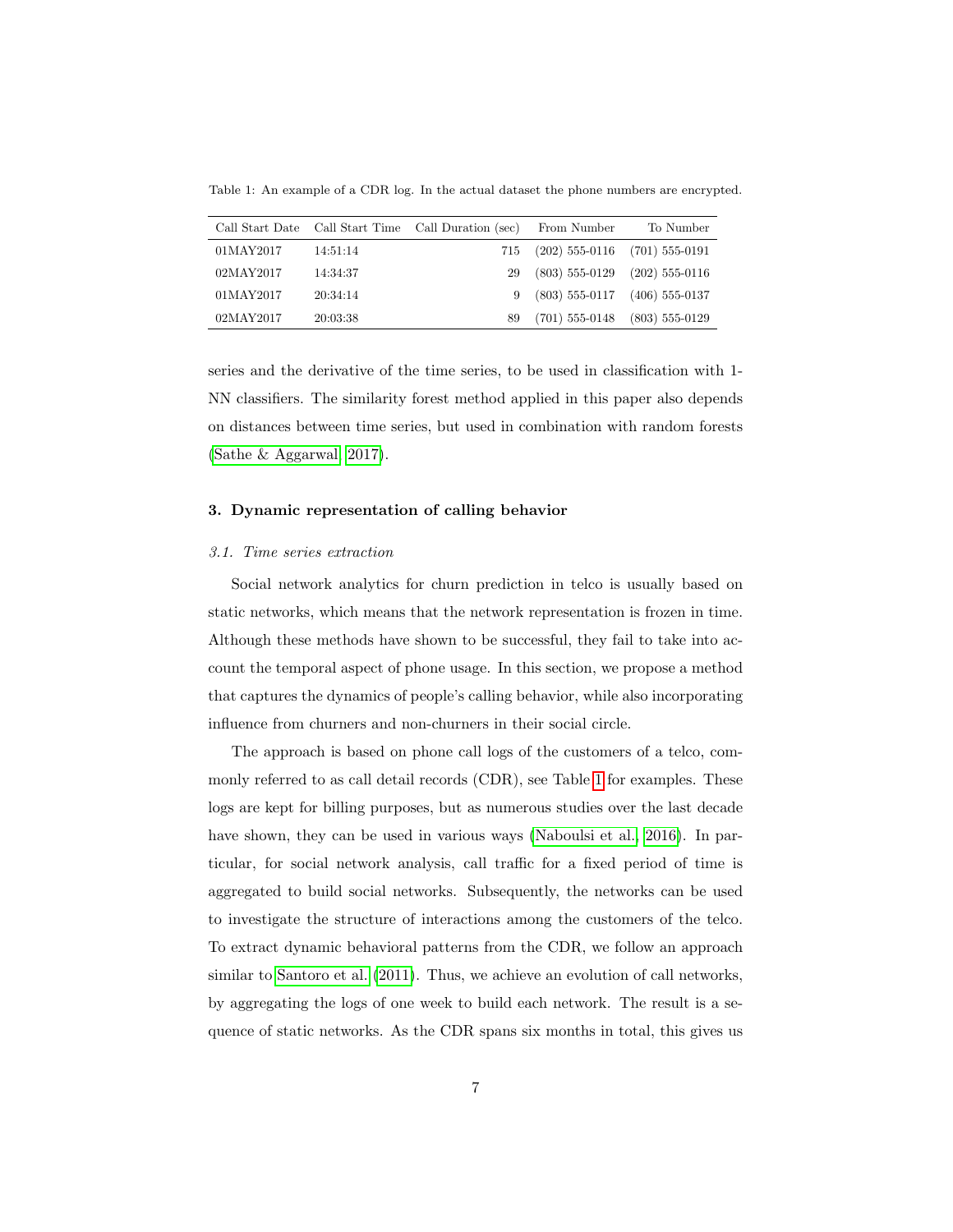Table 1: An example of a CDR log. In the actual dataset the phone numbers are encrypted.

| Call Start Date | Call Start Time | Call Duration (sec) | From Number | To Number |
|---|---|---|---|---|
| 01MAY2017 | 14:51:14 | 715 | (202) 555-0116 | (701) 555-0191 |
| 02MAY2017 | 14:34:37 | 29 | (803) 555-0129 | (202) 555-0116 |
| 01MAY2017 | 20:34:14 | 9 | (803) 555-0117 | (406) 555-0137 |
| 02MAY2017 | 20:03:38 | 89 | (701) 555-0148 | (803) 555-0129 |

series and the derivative of the time series, to be used in classification with 1-NN classifiers. The similarity forest method applied in this paper also depends on distances between time series, but used in combination with random forests (Sathe & Aggarwal, 2017).

## 3. Dynamic representation of calling behavior

### *3.1. Time series extraction*

Social network analytics for churn prediction in telco is usually based on static networks, which means that the network representation is frozen in time. Although these methods have shown to be successful, they fail to take into account the temporal aspect of phone usage. In this section, we propose a method that captures the dynamics of people's calling behavior, while also incorporating influence from churners and non-churners in their social circle.

The approach is based on phone call logs of the customers of a telco, commonly referred to as call detail records (CDR), see Table 1 for examples. These logs are kept for billing purposes, but as numerous studies over the last decade have shown, they can be used in various ways (Naboulsi et al., 2016). In particular, for social network analysis, call traffic for a fixed period of time is aggregated to build social networks. Subsequently, the networks can be used to investigate the structure of interactions among the customers of the telco. To extract dynamic behavioral patterns from the CDR, we follow an approach similar to Santoro et al. (2011). Thus, we achieve an evolution of call networks, by aggregating the logs of one week to build each network. The result is a sequence of static networks. As the CDR spans six months in total, this gives us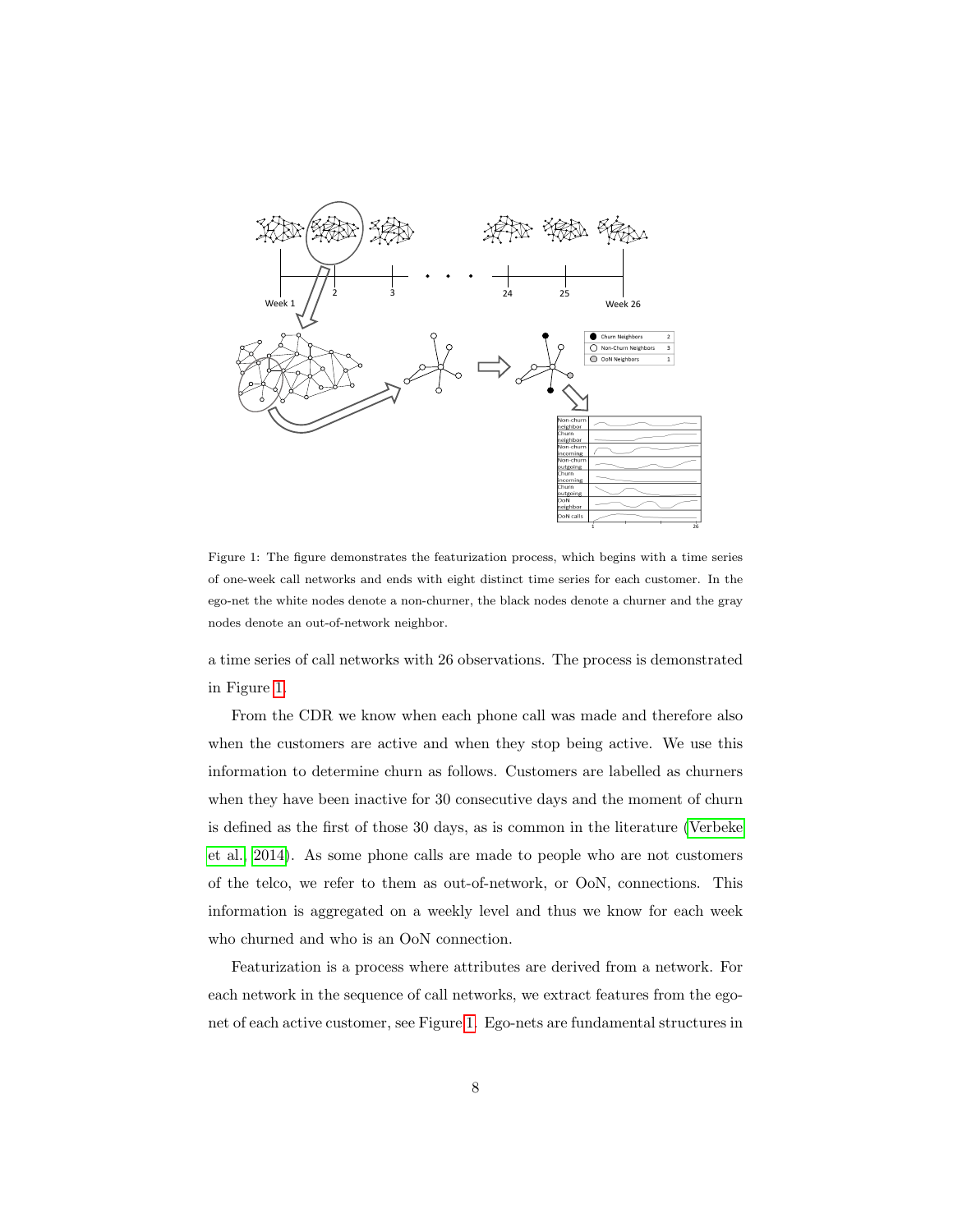Figure 1: The figure demonstrates the featurization process, which begins with a time series of one-week call networks and ends with eight distinct time series for each customer. In the ego-net the white nodes denote a non-churner, the black nodes denote a churner and the gray nodes denote an out-of-network neighbor.

a time series of call networks with 26 observations. The process is demonstrated in Figure 1.

From the CDR we know when each phone call was made and therefore also when the customers are active and when they stop being active. We use this information to determine churn as follows. Customers are labelled as churners when they have been inactive for 30 consecutive days and the moment of churn is defined as the first of those 30 days, as is common in the literature (Verbeke et al., 2014). As some phone calls are made to people who are not customers of the telco, we refer to them as out-of-network, or OoN, connections. This information is aggregated on a weekly level and thus we know for each week who churned and who is an OoN connection.

Featurization is a process where attributes are derived from a network. For each network in the sequence of call networks, we extract features from the ego-net of each active customer, see Figure 1. Ego-nets are fundamental structures in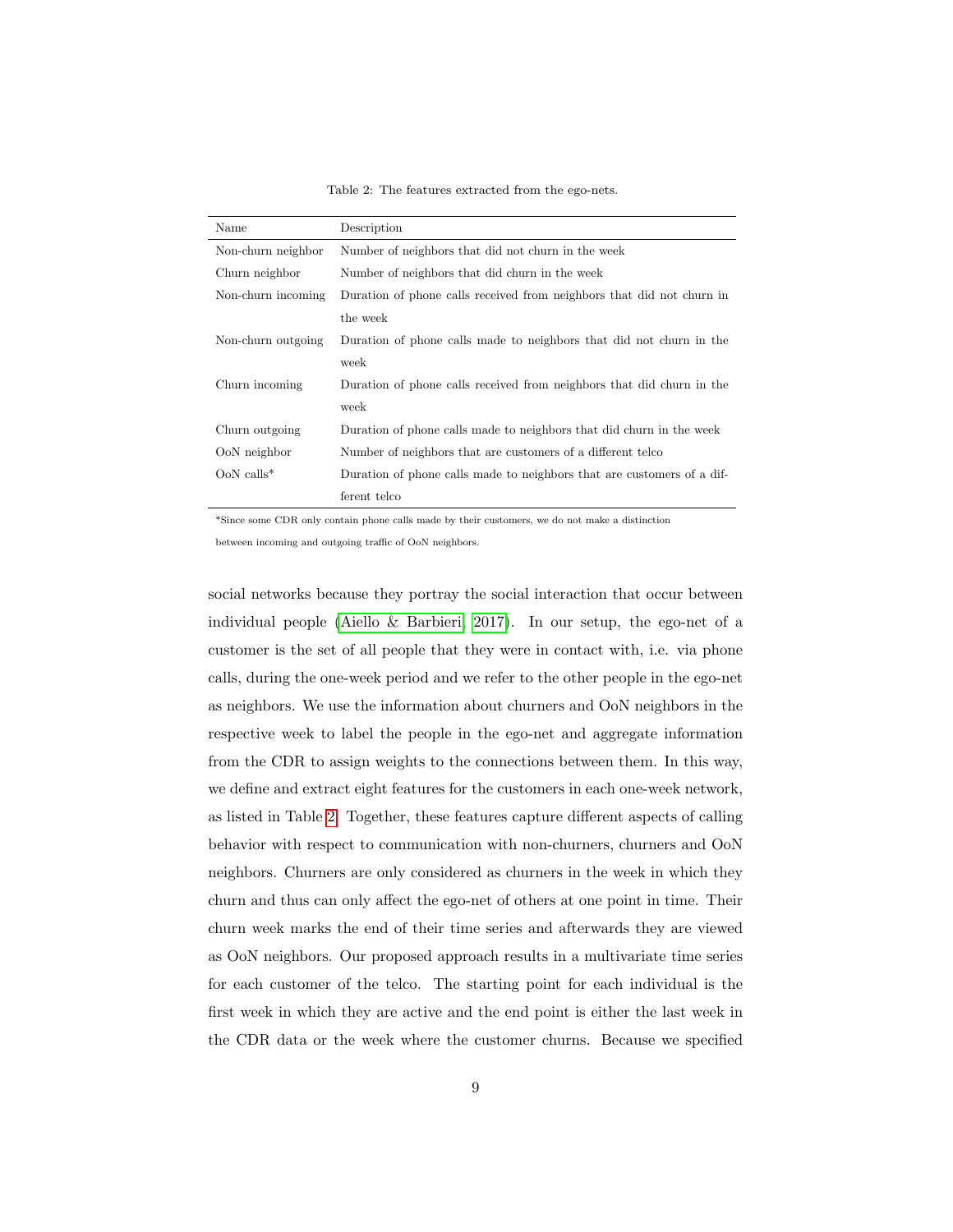Table 2: The features extracted from the ego-nets.

| Name | Description |
|---|---|
| Non-churn neighbor | Number of neighbors that did not churn in the week |
| Churn neighbor | Number of neighbors that did churn in the week |
| Non-churn incoming | Duration of phone calls received from neighbors that did not churn in the week |
| Non-churn outgoing | Duration of phone calls made to neighbors that did not churn in the week |
| Churn incoming | Duration of phone calls received from neighbors that did churn in the week |
| Churn outgoing | Duration of phone calls made to neighbors that did churn in the week |
| OoN neighbor | Number of neighbors that are customers of a different telco |
| OoN calls* | Duration of phone calls made to neighbors that are customers of a different telco |

*Since some CDR only contain phone calls made by their customers, we do not make a distinction between incoming and outgoing traffic of OoN neighbors.

social networks because they portray the social interaction that occur between individual people (Aiello & Barbieri, 2017). In our setup, the ego-net of a customer is the set of all people that they were in contact with, i.e. via phone calls, during the one-week period and we refer to the other people in the ego-net as neighbors. We use the information about churners and OoN neighbors in the respective week to label the people in the ego-net and aggregate information from the CDR to assign weights to the connections between them. In this way, we define and extract eight features for the customers in each one-week network, as listed in Table 2. Together, these features capture different aspects of calling behavior with respect to communication with non-churners, churners and OoN neighbors. Churners are only considered as churners in the week in which they churn and thus can only affect the ego-net of others at one point in time. Their churn week marks the end of their time series and afterwards they are viewed as OoN neighbors. Our proposed approach results in a multivariate time series for each customer of the telco. The starting point for each individual is the first week in which they are active and the end point is either the last week in the CDR data or the week where the customer churns. Because we specified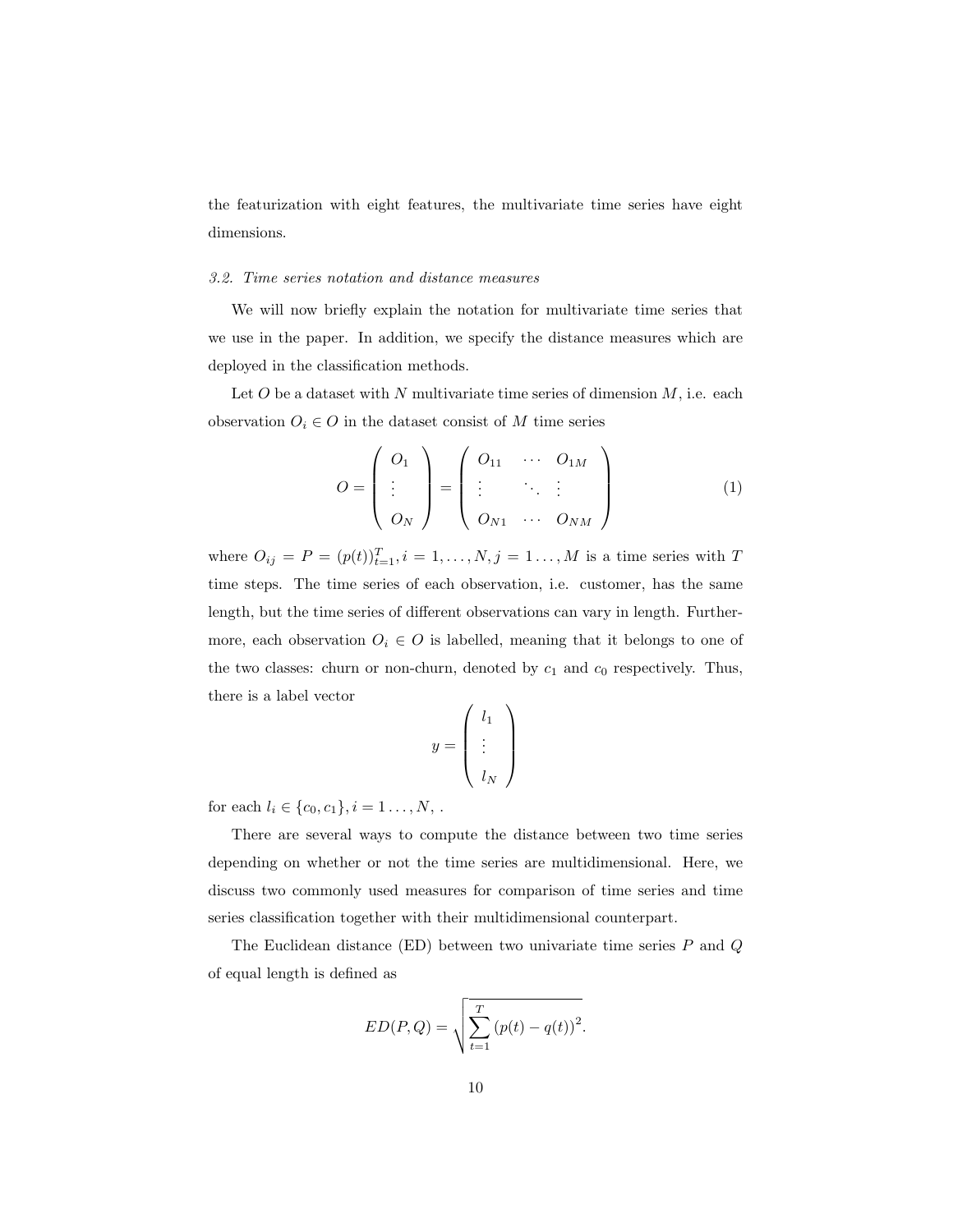the featurization with eight features, the multivariate time series have eight dimensions.

### *3.2. Time series notation and distance measures*

We will now briefly explain the notation for multivariate time series that we use in the paper. In addition, we specify the distance measures which are deployed in the classification methods.

Let $O$ be a dataset with $N$ multivariate time series of dimension $M$, i.e. each observation $O_i \in O$ in the dataset consist of $M$ time series

$$O = \begin{pmatrix} O_1 \\ \vdots \\ O_N \end{pmatrix} = \begin{pmatrix} O_{11} & \cdots & O_{1M} \\ \vdots & \ddots & \vdots \\ O_{N1} & \cdots & O_{NM} \end{pmatrix} \tag{1}$$

where $O_{ij} = P = (p(t))_{t=1}^{T}, i = 1, \ldots, N, j = 1 \ldots, M$ is a time series with $T$ time steps. The time series of each observation, i.e. customer, has the same length, but the time series of different observations can vary in length. Furthermore, each observation $O_i \in O$ is labelled, meaning that it belongs to one of the two classes: churn or non-churn, denoted by $c_1$ and $c_0$ respectively. Thus, there is a label vector

$$y = \begin{pmatrix} l_1 \\ \vdots \\ l_N \end{pmatrix}$$

for each $l_i \in \{c_0, c_1\}, i = 1 \ldots, N,$ .

There are several ways to compute the distance between two time series depending on whether or not the time series are multidimensional. Here, we discuss two commonly used measures for comparison of time series and time series classification together with their multidimensional counterpart.

The Euclidean distance (ED) between two univariate time series $P$ and $Q$ of equal length is defined as

$$ED(P, Q) = \sqrt{\sum_{t=1}^{T} (p(t) - q(t))^2}.$$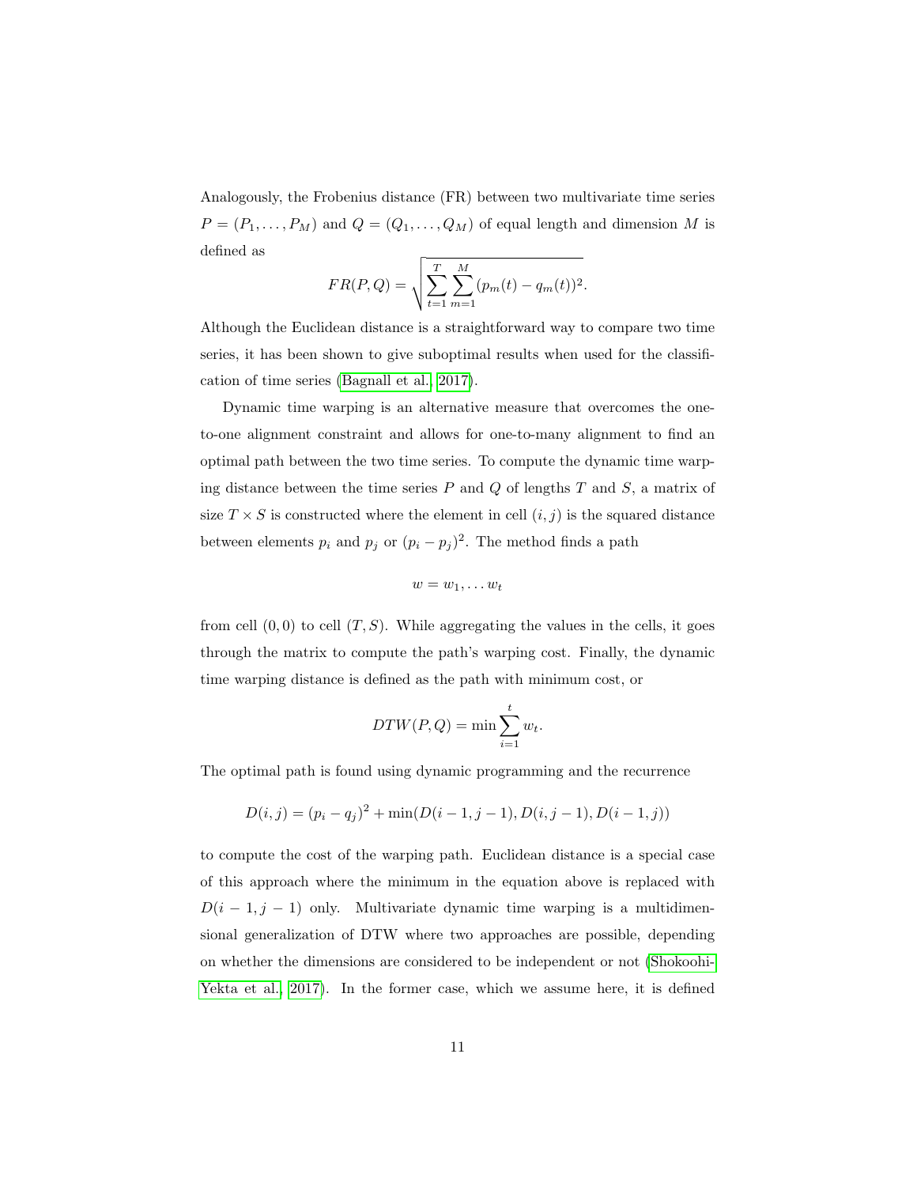Analogously, the Frobenius distance (FR) between two multivariate time series $P = (P_1, \ldots, P_M)$ and $Q = (Q_1, \ldots, Q_M)$ of equal length and dimension $M$ is defined as

$$FR(P,Q) = \sqrt{\sum_{t=1}^{T} \sum_{m=1}^{M} (p_m(t) - q_m(t))^2}.$$

Although the Euclidean distance is a straightforward way to compare two time series, it has been shown to give suboptimal results when used for the classification of time series (Bagnall et al., 2017).

Dynamic time warping is an alternative measure that overcomes the one-to-one alignment constraint and allows for one-to-many alignment to find an optimal path between the two time series. To compute the dynamic time warping distance between the time series $P$ and $Q$ of lengths $T$ and $S$, a matrix of size $T \times S$ is constructed where the element in cell $(i, j)$ is the squared distance between elements $p_i$ and $p_j$ or $(p_i - p_j)^2$. The method finds a path

$$w = w_1, \ldots w_t$$

from cell $(0, 0)$ to cell $(T, S)$. While aggregating the values in the cells, it goes through the matrix to compute the path's warping cost. Finally, the dynamic time warping distance is defined as the path with minimum cost, or

$$DTW(P,Q) = \min \sum_{i=1}^{t} w_t.$$

The optimal path is found using dynamic programming and the recurrence

$$D(i,j) = (p_i - q_j)^2 + \min(D(i-1,j-1), D(i,j-1), D(i-1,j))$$

to compute the cost of the warping path. Euclidean distance is a special case of this approach where the minimum in the equation above is replaced with $D(i-1, j-1)$ only. Multivariate dynamic time warping is a multidimensional generalization of DTW where two approaches are possible, depending on whether the dimensions are considered to be independent or not (Shokoohi-Yekta et al., 2017). In the former case, which we assume here, it is defined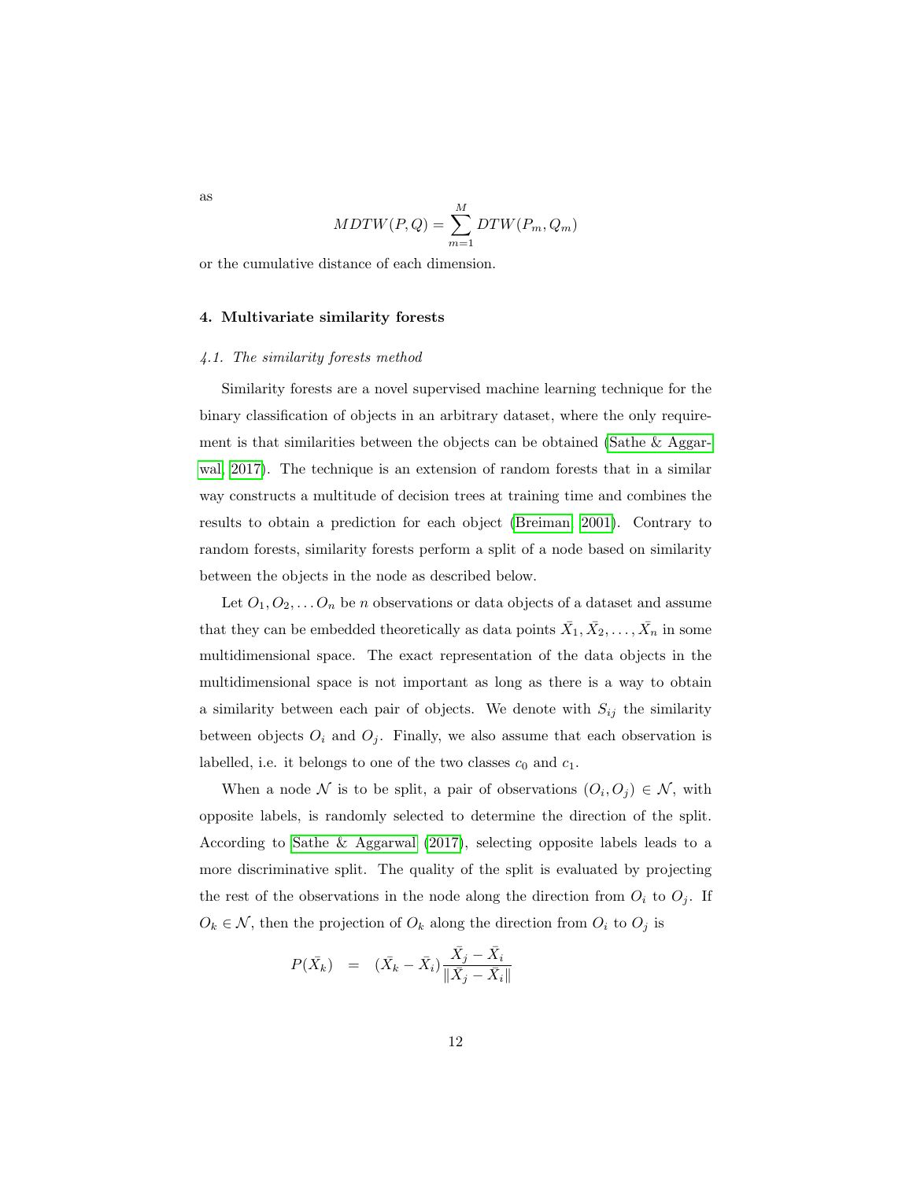as

$$MDTW(P,Q) = \sum_{m=1}^{M} DTW(P_m, Q_m)$$

or the cumulative distance of each dimension.

## 4. Multivariate similarity forests

### *4.1. The similarity forests method*

Similarity forests are a novel supervised machine learning technique for the binary classification of objects in an arbitrary dataset, where the only requirement is that similarities between the objects can be obtained (Sathe & Aggarwal, 2017). The technique is an extension of random forests that in a similar way constructs a multitude of decision trees at training time and combines the results to obtain a prediction for each object (Breiman, 2001). Contrary to random forests, similarity forests perform a split of a node based on similarity between the objects in the node as described below.

Let $O_1, O_2, \ldots O_n$ be $n$ observations or data objects of a dataset and assume that they can be embedded theoretically as data points $\bar{X}_1, \bar{X}_2, \ldots, \bar{X}_n$ in some multidimensional space. The exact representation of the data objects in the multidimensional space is not important as long as there is a way to obtain a similarity between each pair of objects. We denote with $S_{ij}$ the similarity between objects $O_i$ and $O_j$. Finally, we also assume that each observation is labelled, i.e. it belongs to one of the two classes $c_0$ and $c_1$.

When a node $\mathcal{N}$ is to be split, a pair of observations $(O_i, O_j) \in \mathcal{N}$, with opposite labels, is randomly selected to determine the direction of the split. According to Sathe & Aggarwal (2017), selecting opposite labels leads to a more discriminative split. The quality of the split is evaluated by projecting the rest of the observations in the node along the direction from $O_i$ to $O_j$. If $O_k \in \mathcal{N}$, then the projection of $O_k$ along the direction from $O_i$ to $O_j$ is

$$P(\bar{X}_k) \quad = \quad (\bar{X}_k - \bar{X}_i)\frac{\bar{X}_j - \bar{X}_i}{\|\bar{X}_j - \bar{X}_i\|}$$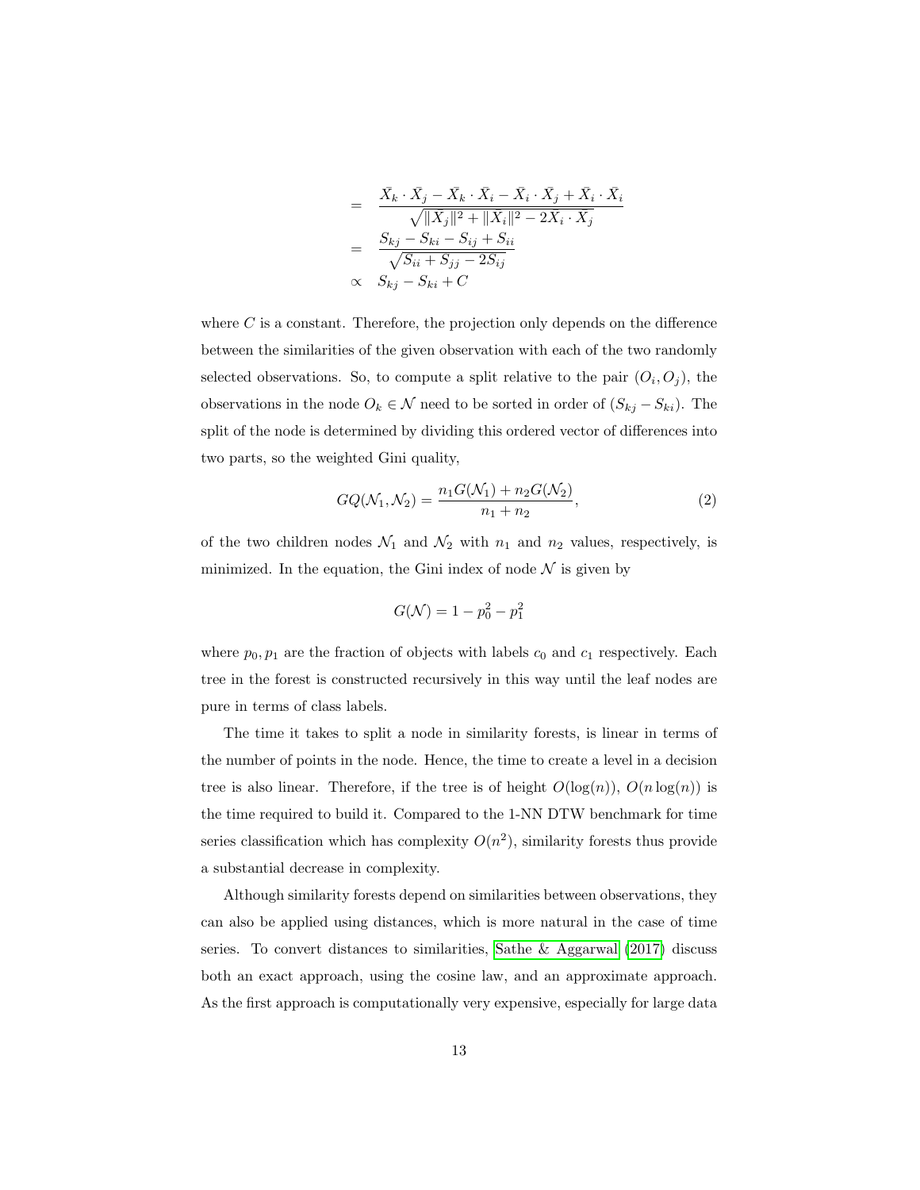$$
\begin{aligned}
&= \frac{\bar{X}_k \cdot \bar{X}_j - \bar{X}_k \cdot \bar{X}_i - \bar{X}_i \cdot \bar{X}_j + \bar{X}_i \cdot \bar{X}_i}{\sqrt{\|\bar{X}_j\|^2 + \|\bar{X}_i\|^2 - 2\bar{X}_i \cdot \bar{X}_j}} \\
&= \frac{S_{kj} - S_{ki} - S_{ij} + S_{ii}}{\sqrt{S_{ii} + S_{jj} - 2S_{ij}}} \\
&\propto \quad S_{kj} - S_{ki} + C
\end{aligned}
$$

where $C$ is a constant. Therefore, the projection only depends on the difference between the similarities of the given observation with each of the two randomly selected observations. So, to compute a split relative to the pair $(O_i, O_j)$, the observations in the node $O_k \in \mathcal{N}$ need to be sorted in order of $(S_{kj} - S_{ki})$. The split of the node is determined by dividing this ordered vector of differences into two parts, so the weighted Gini quality,

$$
GQ(\mathcal{N}_1, \mathcal{N}_2) = \frac{n_1 G(\mathcal{N}_1) + n_2 G(\mathcal{N}_2)}{n_1 + n_2}, \tag{2}
$$

of the two children nodes $\mathcal{N}_1$ and $\mathcal{N}_2$ with $n_1$ and $n_2$ values, respectively, is minimized. In the equation, the Gini index of node $\mathcal{N}$ is given by

$$
G(\mathcal{N}) = 1 - p_0^2 - p_1^2
$$

where $p_0, p_1$ are the fraction of objects with labels $c_0$ and $c_1$ respectively. Each tree in the forest is constructed recursively in this way until the leaf nodes are pure in terms of class labels.

The time it takes to split a node in similarity forests, is linear in terms of the number of points in the node. Hence, the time to create a level in a decision tree is also linear. Therefore, if the tree is of height $O(\log(n))$, $O(n \log(n))$ is the time required to build it. Compared to the 1-NN DTW benchmark for time series classification which has complexity $O(n^2)$, similarity forests thus provide a substantial decrease in complexity.

Although similarity forests depend on similarities between observations, they can also be applied using distances, which is more natural in the case of time series. To convert distances to similarities, Sathe & Aggarwal (2017) discuss both an exact approach, using the cosine law, and an approximate approach. As the first approach is computationally very expensive, especially for large data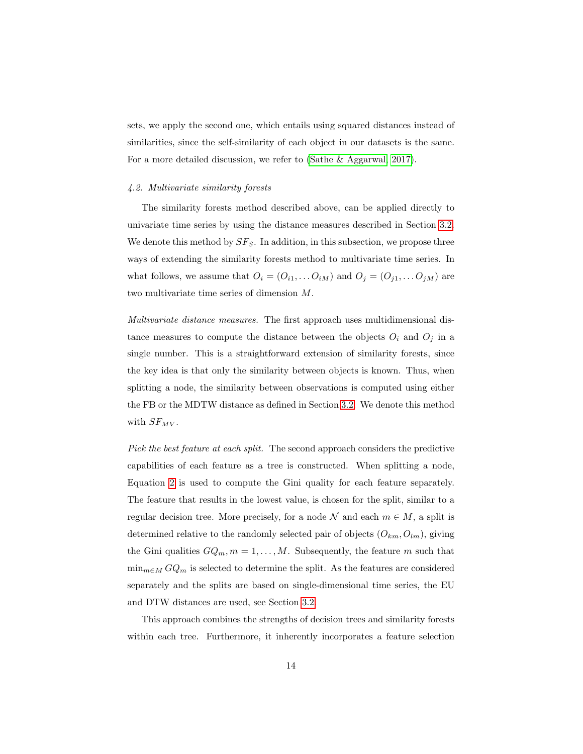sets, we apply the second one, which entails using squared distances instead of similarities, since the self-similarity of each object in our datasets is the same. For a more detailed discussion, we refer to (Sathe & Aggarwal, 2017).

### *4.2. Multivariate similarity forests*

The similarity forests method described above, can be applied directly to univariate time series by using the distance measures described in Section 3.2. We denote this method by $SF_S$. In addition, in this subsection, we propose three ways of extending the similarity forests method to multivariate time series. In what follows, we assume that $O_i = (O_{i1}, \ldots O_{iM})$ and $O_j = (O_{j1}, \ldots O_{jM})$ are two multivariate time series of dimension $M$.

*Multivariate distance measures.* The first approach uses multidimensional distance measures to compute the distance between the objects $O_i$ and $O_j$ in a single number. This is a straightforward extension of similarity forests, since the key idea is that only the similarity between objects is known. Thus, when splitting a node, the similarity between observations is computed using either the FB or the MDTW distance as defined in Section 3.2. We denote this method with $SF_{MV}$.

*Pick the best feature at each split.* The second approach considers the predictive capabilities of each feature as a tree is constructed. When splitting a node, Equation 2 is used to compute the Gini quality for each feature separately. The feature that results in the lowest value, is chosen for the split, similar to a regular decision tree. More precisely, for a node $\mathcal{N}$ and each $m \in M$, a split is determined relative to the randomly selected pair of objects $(O_{km}, O_{lm})$, giving the Gini qualities $GQ_m, m = 1, \ldots, M$. Subsequently, the feature $m$ such that $\min_{m \in M} GQ_m$ is selected to determine the split. As the features are considered separately and the splits are based on single-dimensional time series, the EU and DTW distances are used, see Section 3.2.

This approach combines the strengths of decision trees and similarity forests within each tree. Furthermore, it inherently incorporates a feature selection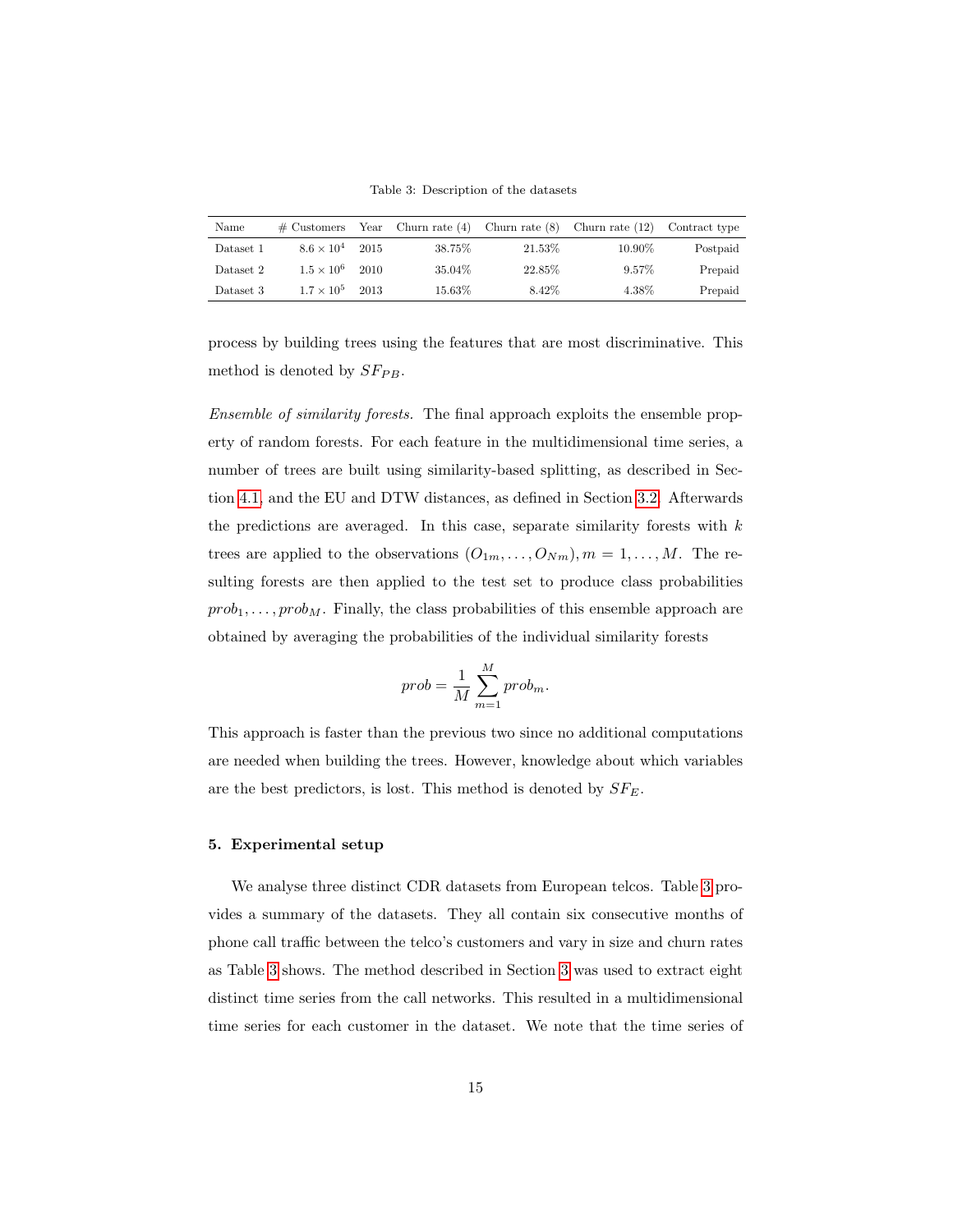Table 3: Description of the datasets

| Name | # Customers | Year | Churn rate (4) | Churn rate (8) | Churn rate (12) | Contract type |
|---|---|---|---|---|---|---|
| Dataset 1 | $8.6 \times 10^4$ | 2015 | 38.75% | 21.53% | 10.90% | Postpaid |
| Dataset 2 | $1.5 \times 10^6$ | 2010 | 35.04% | 22.85% | 9.57% | Prepaid |
| Dataset 3 | $1.7 \times 10^5$ | 2013 | 15.63% | 8.42% | 4.38% | Prepaid |

process by building trees using the features that are most discriminative. This method is denoted by $SF_{PB}$.

*Ensemble of similarity forests.* The final approach exploits the ensemble property of random forests. For each feature in the multidimensional time series, a number of trees are built using similarity-based splitting, as described in Section 4.1, and the EU and DTW distances, as defined in Section 3.2. Afterwards the predictions are averaged. In this case, separate similarity forests with $k$ trees are applied to the observations $(O_{1m}, \ldots, O_{Nm}), m = 1, \ldots, M$. The resulting forests are then applied to the test set to produce class probabilities $prob_1, \ldots, prob_M$. Finally, the class probabilities of this ensemble approach are obtained by averaging the probabilities of the individual similarity forests

$$prob = \frac{1}{M} \sum_{m=1}^{M} prob_m.$$

This approach is faster than the previous two since no additional computations are needed when building the trees. However, knowledge about which variables are the best predictors, is lost. This method is denoted by $SF_E$.

## 5. Experimental setup

We analyse three distinct CDR datasets from European telcos. Table 3 provides a summary of the datasets. They all contain six consecutive months of phone call traffic between the telco's customers and vary in size and churn rates as Table 3 shows. The method described in Section 3 was used to extract eight distinct time series from the call networks. This resulted in a multidimensional time series for each customer in the dataset. We note that the time series of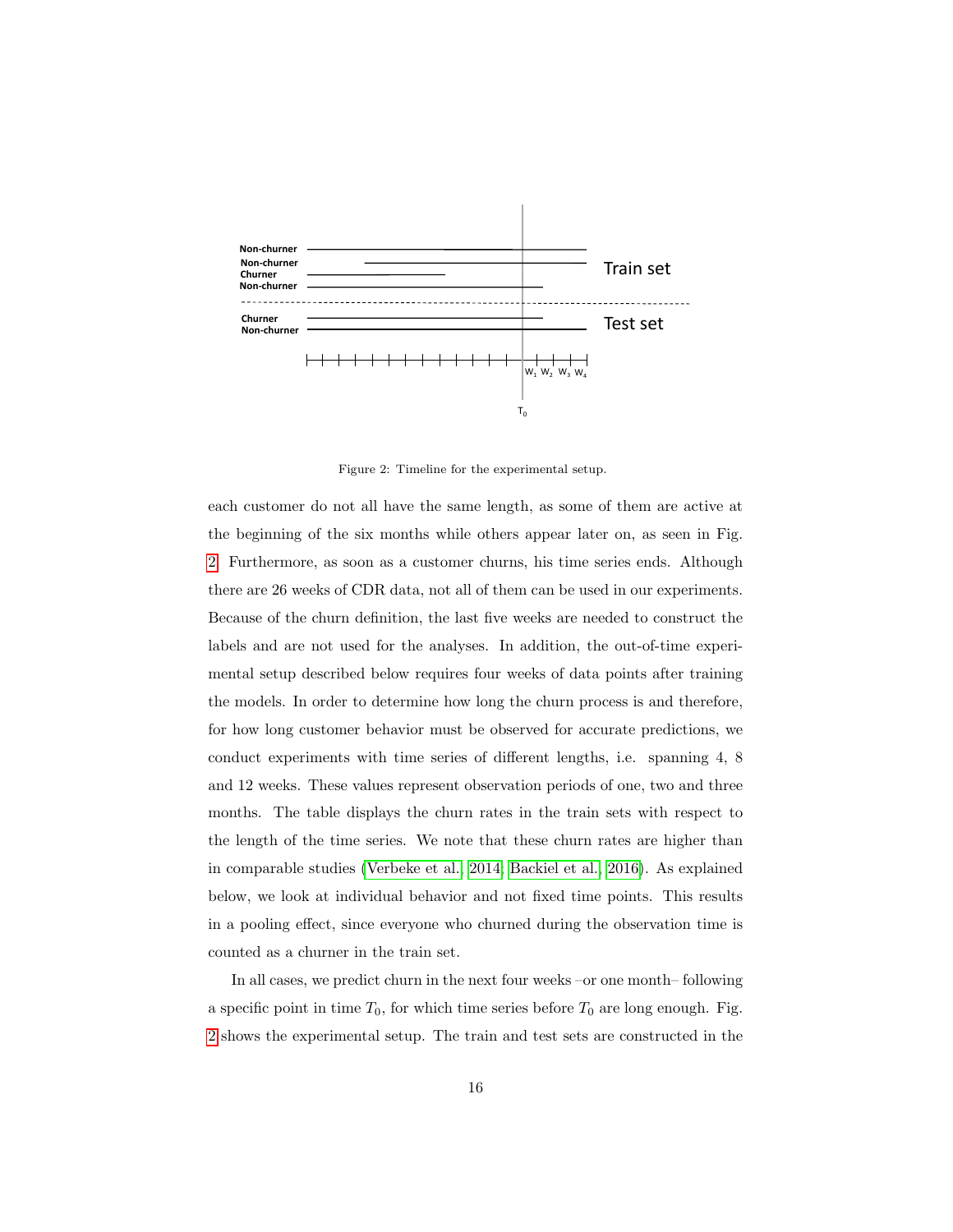Figure 2: Timeline for the experimental setup.

each customer do not all have the same length, as some of them are active at the beginning of the six months while others appear later on, as seen in Fig. 2. Furthermore, as soon as a customer churns, his time series ends. Although there are 26 weeks of CDR data, not all of them can be used in our experiments. Because of the churn definition, the last five weeks are needed to construct the labels and are not used for the analyses. In addition, the out-of-time experimental setup described below requires four weeks of data points after training the models. In order to determine how long the churn process is and therefore, for how long customer behavior must be observed for accurate predictions, we conduct experiments with time series of different lengths, i.e. spanning 4, 8 and 12 weeks. These values represent observation periods of one, two and three months. The table displays the churn rates in the train sets with respect to the length of the time series. We note that these churn rates are higher than in comparable studies (Verbeke et al., 2014; Backiel et al., 2016). As explained below, we look at individual behavior and not fixed time points. This results in a pooling effect, since everyone who churned during the observation time is counted as a churner in the train set.

In all cases, we predict churn in the next four weeks –or one month– following a specific point in time $T_0$, for which time series before $T_0$ are long enough. Fig. 2 shows the experimental setup. The train and test sets are constructed in the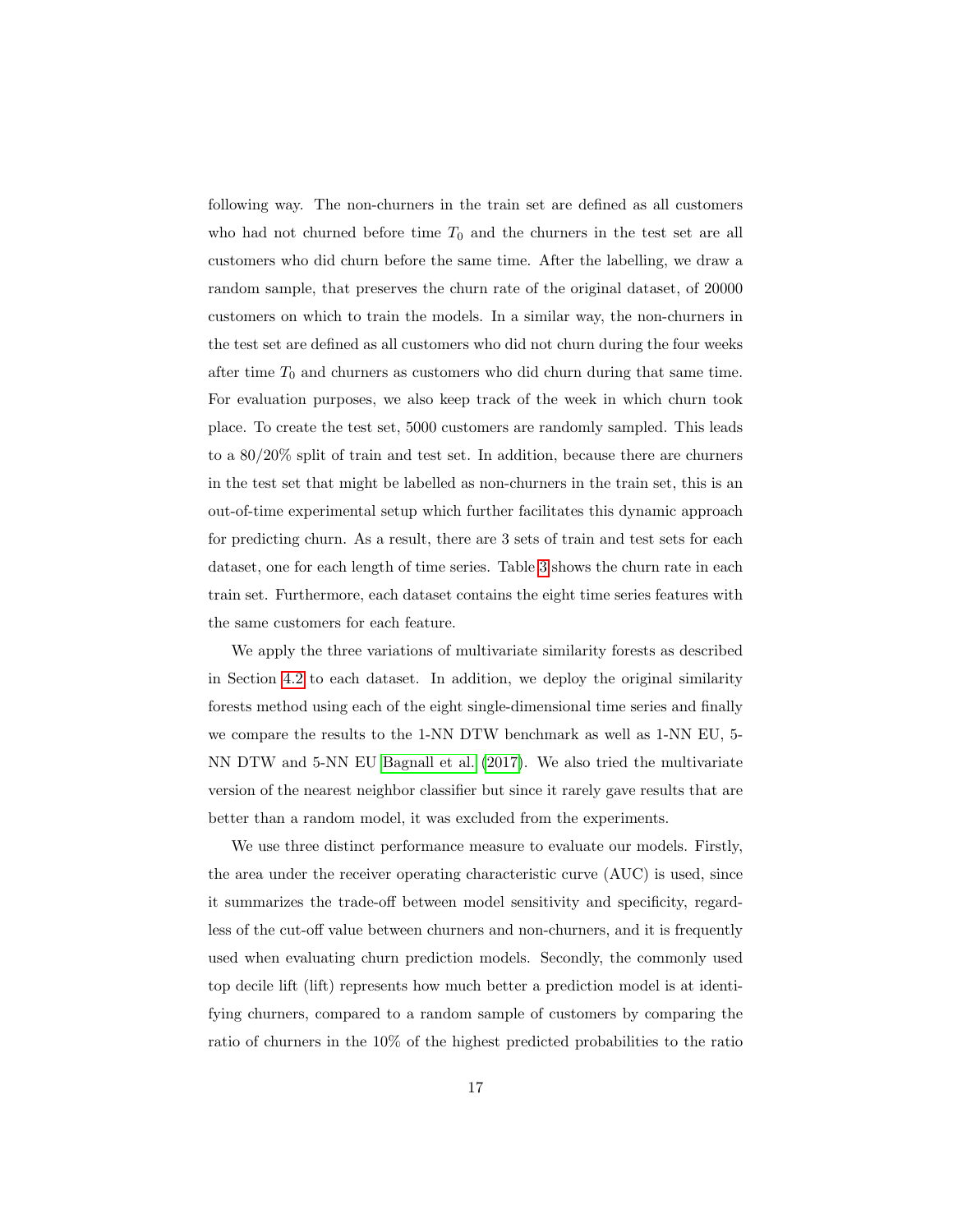following way. The non-churners in the train set are defined as all customers who had not churned before time $T_0$ and the churners in the test set are all customers who did churn before the same time. After the labelling, we draw a random sample, that preserves the churn rate of the original dataset, of 20000 customers on which to train the models. In a similar way, the non-churners in the test set are defined as all customers who did not churn during the four weeks after time $T_0$ and churners as customers who did churn during that same time. For evaluation purposes, we also keep track of the week in which churn took place. To create the test set, 5000 customers are randomly sampled. This leads to a 80/20% split of train and test set. In addition, because there are churners in the test set that might be labelled as non-churners in the train set, this is an out-of-time experimental setup which further facilitates this dynamic approach for predicting churn. As a result, there are 3 sets of train and test sets for each dataset, one for each length of time series. Table 3 shows the churn rate in each train set. Furthermore, each dataset contains the eight time series features with the same customers for each feature.

We apply the three variations of multivariate similarity forests as described in Section 4.2 to each dataset. In addition, we deploy the original similarity forests method using each of the eight single-dimensional time series and finally we compare the results to the 1-NN DTW benchmark as well as 1-NN EU, 5-NN DTW and 5-NN EU Bagnall et al. (2017). We also tried the multivariate version of the nearest neighbor classifier but since it rarely gave results that are better than a random model, it was excluded from the experiments.

We use three distinct performance measure to evaluate our models. Firstly, the area under the receiver operating characteristic curve (AUC) is used, since it summarizes the trade-off between model sensitivity and specificity, regardless of the cut-off value between churners and non-churners, and it is frequently used when evaluating churn prediction models. Secondly, the commonly used top decile lift (lift) represents how much better a prediction model is at identifying churners, compared to a random sample of customers by comparing the ratio of churners in the 10% of the highest predicted probabilities to the ratio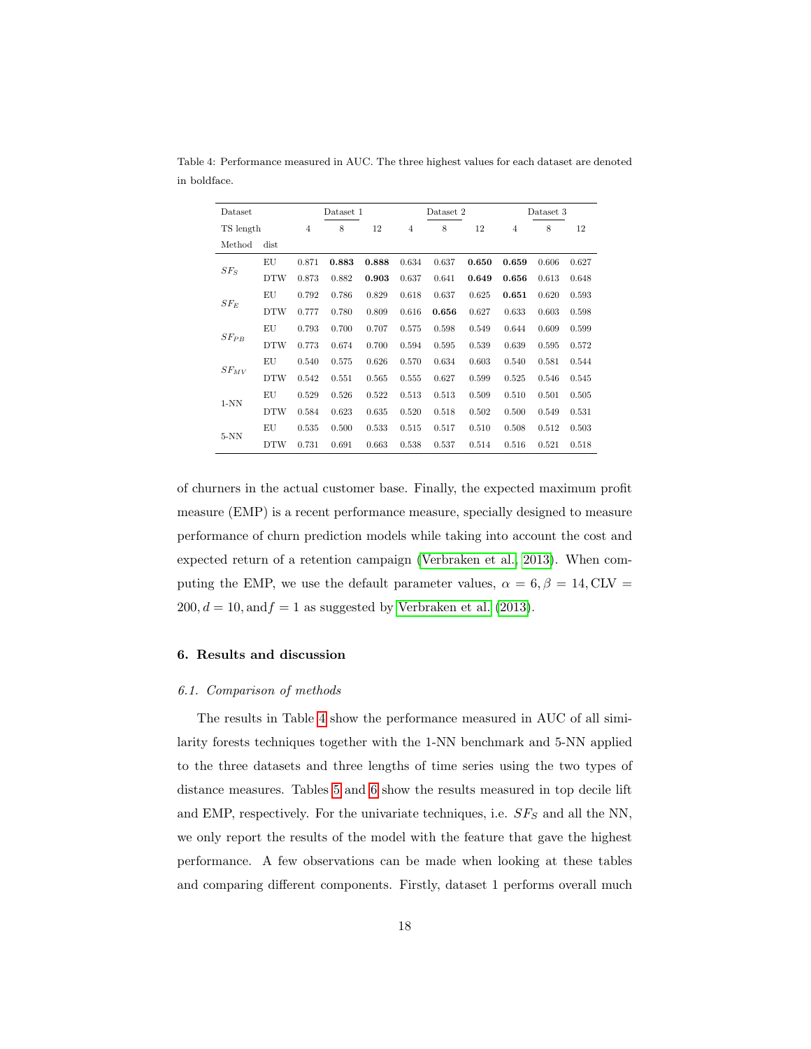Table 4: Performance measured in AUC. The three highest values for each dataset are denoted in boldface.

| Dataset | | Dataset 1 | | | Dataset 2 | | | Dataset 3 | | |
|---|---|---|---|---|---|---|---|---|---|---|
| TS length | | 4 | 8 | 12 | 4 | 8 | 12 | 4 | 8 | 12 |
| Method | dist | | | | | | | | | |
| $SF_S$ | EU | 0.871 | **0.883** | **0.888** | 0.634 | 0.637 | **0.650** | **0.659** | 0.606 | 0.627 |
| | DTW | 0.873 | 0.882 | **0.903** | 0.637 | 0.641 | **0.649** | **0.656** | 0.613 | 0.648 |
| $SF_E$ | EU | 0.792 | 0.786 | 0.829 | 0.618 | 0.637 | 0.625 | **0.651** | 0.620 | 0.593 |
| | DTW | 0.777 | 0.780 | 0.809 | 0.616 | **0.656** | 0.627 | 0.633 | 0.603 | 0.598 |
| $SF_{PB}$ | EU | 0.793 | 0.700 | 0.707 | 0.575 | 0.598 | 0.549 | 0.644 | 0.609 | 0.599 |
| | DTW | 0.773 | 0.674 | 0.700 | 0.594 | 0.595 | 0.539 | 0.639 | 0.595 | 0.572 |
| $SF_{MV}$ | EU | 0.540 | 0.575 | 0.626 | 0.570 | 0.634 | 0.603 | 0.540 | 0.581 | 0.544 |
| | DTW | 0.542 | 0.551 | 0.565 | 0.555 | 0.627 | 0.599 | 0.525 | 0.546 | 0.545 |
| 1-NN | EU | 0.529 | 0.526 | 0.522 | 0.513 | 0.513 | 0.509 | 0.510 | 0.501 | 0.505 |
| | DTW | 0.584 | 0.623 | 0.635 | 0.520 | 0.518 | 0.502 | 0.500 | 0.549 | 0.531 |
| 5-NN | EU | 0.535 | 0.500 | 0.533 | 0.515 | 0.517 | 0.510 | 0.508 | 0.512 | 0.503 |
| | DTW | 0.731 | 0.691 | 0.663 | 0.538 | 0.537 | 0.514 | 0.516 | 0.521 | 0.518 |

of churners in the actual customer base. Finally, the expected maximum profit measure (EMP) is a recent performance measure, specially designed to measure performance of churn prediction models while taking into account the cost and expected return of a retention campaign (Verbraken et al., 2013). When computing the EMP, we use the default parameter values, $\alpha = 6, \beta = 14, \text{CLV} = 200, d = 10, \text{and} f = 1$ as suggested by Verbraken et al. (2013).

## 6. Results and discussion

### 6.1. Comparison of methods

The results in Table 4 show the performance measured in AUC of all similarity forests techniques together with the 1-NN benchmark and 5-NN applied to the three datasets and three lengths of time series using the two types of distance measures. Tables 5 and 6 show the results measured in top decile lift and EMP, respectively. For the univariate techniques, i.e. $SF_S$ and all the NN, we only report the results of the model with the feature that gave the highest performance. A few observations can be made when looking at these tables and comparing different components. Firstly, dataset 1 performs overall much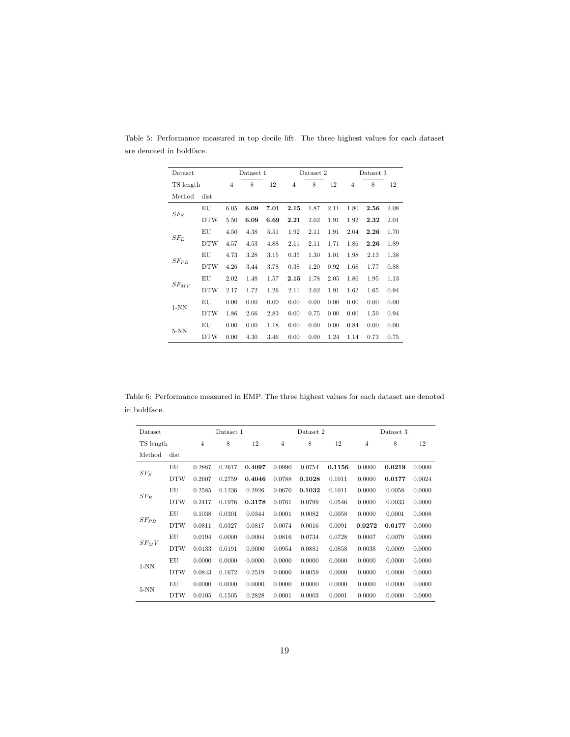Table 5: Performance measured in top decile lift. The three highest values for each dataset are denoted in boldface.

| Dataset | | Dataset 1 | | | Dataset 2 | | | Dataset 3 | | |
|---|---|---|---|---|---|---|---|---|---|---|
| TS length | | 4 | 8 | 12 | 4 | 8 | 12 | 4 | 8 | 12 |
| Method | dist | | | | | | | | | |
| $SF_S$ | EU | 6.05 | **6.09** | **7.01** | **2.15** | 1.87 | 2.11 | 1.80 | **2.56** | 2.08 |
| | DTW | 5.50 | **6.09** | **6.69** | **2.21** | 2.02 | 1.91 | 1.92 | **2.32** | 2.01 |
| $SF_E$ | EU | 4.50 | 4.38 | 5.51 | 1.92 | 2.11 | 1.91 | 2.04 | **2.26** | 1.70 |
| | DTW | 4.57 | 4.53 | 4.88 | 2.11 | 2.11 | 1.71 | 1.86 | **2.26** | 1.89 |
| $SF_{PB}$ | EU | 4.73 | 3.28 | 3.15 | 0.35 | 1.30 | 1.01 | 1.98 | 2.13 | 1.38 |
| | DTW | 4.26 | 3.44 | 3.78 | 0.38 | 1.20 | 0.92 | 1.68 | 1.77 | 0.88 |
| $SF_{MV}$ | EU | 2.02 | 1.48 | 1.57 | **2.15** | 1.78 | 2.05 | 1.86 | 1.95 | 1.13 |
| | DTW | 2.17 | 1.72 | 1.26 | 2.11 | 2.02 | 1.91 | 1.62 | 1.65 | 0.94 |
| 1-NN | EU | 0.00 | 0.00 | 0.00 | 0.00 | 0.00 | 0.00 | 0.00 | 0.00 | 0.00 |
| | DTW | 1.86 | 2.66 | 2.83 | 0.00 | 0.75 | 0.00 | 0.00 | 1.59 | 0.94 |
| 5-NN | EU | 0.00 | 0.00 | 1.18 | 0.00 | 0.00 | 0.00 | 0.84 | 0.00 | 0.00 |
| | DTW | 0.00 | 4.30 | 3.46 | 0.00 | 0.00 | 1.24 | 1.14 | 0.73 | 0.75 |

Table 6: Performance measured in EMP. The three highest values for each dataset are denoted in boldface.

| Dataset | | Dataset 1 | | | Dataset 2 | | | Dataset 3 | | |
|---|---|---|---|---|---|---|---|---|---|---|
| TS length | | 4 | 8 | 12 | 4 | 8 | 12 | 4 | 8 | 12 |
| Method | dist | | | | | | | | | |
| $SF_S$ | EU | 0.2887 | 0.2617 | **0.4097** | 0.0990 | 0.0754 | **0.1156** | 0.0000 | **0.0219** | 0.0000 |
| | DTW | 0.2607 | 0.2759 | **0.4046** | 0.0788 | **0.1028** | 0.1011 | 0.0000 | **0.0177** | 0.0024 |
| $SF_E$ | EU | 0.2585 | 0.1236 | 0.2926 | 0.0670 | **0.1032** | 0.1011 | 0.0000 | 0.0058 | 0.0000 |
| | DTW | 0.2417 | 0.1976 | **0.3178** | 0.0761 | 0.0799 | 0.0546 | 0.0000 | 0.0033 | 0.0000 |
| $SF_{PB}$ | EU | 0.1038 | 0.0301 | 0.0344 | 0.0001 | 0.0082 | 0.0058 | 0.0000 | 0.0001 | 0.0008 |
| | DTW | 0.0811 | 0.0327 | 0.0817 | 0.0074 | 0.0016 | 0.0091 | **0.0272** | **0.0177** | 0.0000 |
| $SF_MV$ | EU | 0.0194 | 0.0000 | 0.0004 | 0.0816 | 0.0734 | 0.0728 | 0.0007 | 0.0079 | 0.0000 |
| | DTW | 0.0133 | 0.0191 | 0.0000 | 0.0954 | 0.0881 | 0.0858 | 0.0038 | 0.0009 | 0.0000 |
| 1-NN | EU | 0.0000 | 0.0000 | 0.0000 | 0.0000 | 0.0000 | 0.0000 | 0.0000 | 0.0000 | 0.0000 |
| | DTW | 0.0843 | 0.1672 | 0.2519 | 0.0000 | 0.0059 | 0.0000 | 0.0000 | 0.0000 | 0.0000 |
| 5-NN | EU | 0.0000 | 0.0000 | 0.0000 | 0.0000 | 0.0000 | 0.0000 | 0.0000 | 0.0000 | 0.0000 |
| | DTW | 0.0105 | 0.1505 | 0.2828 | 0.0001 | 0.0003 | 0.0001 | 0.0000 | 0.0000 | 0.0000 |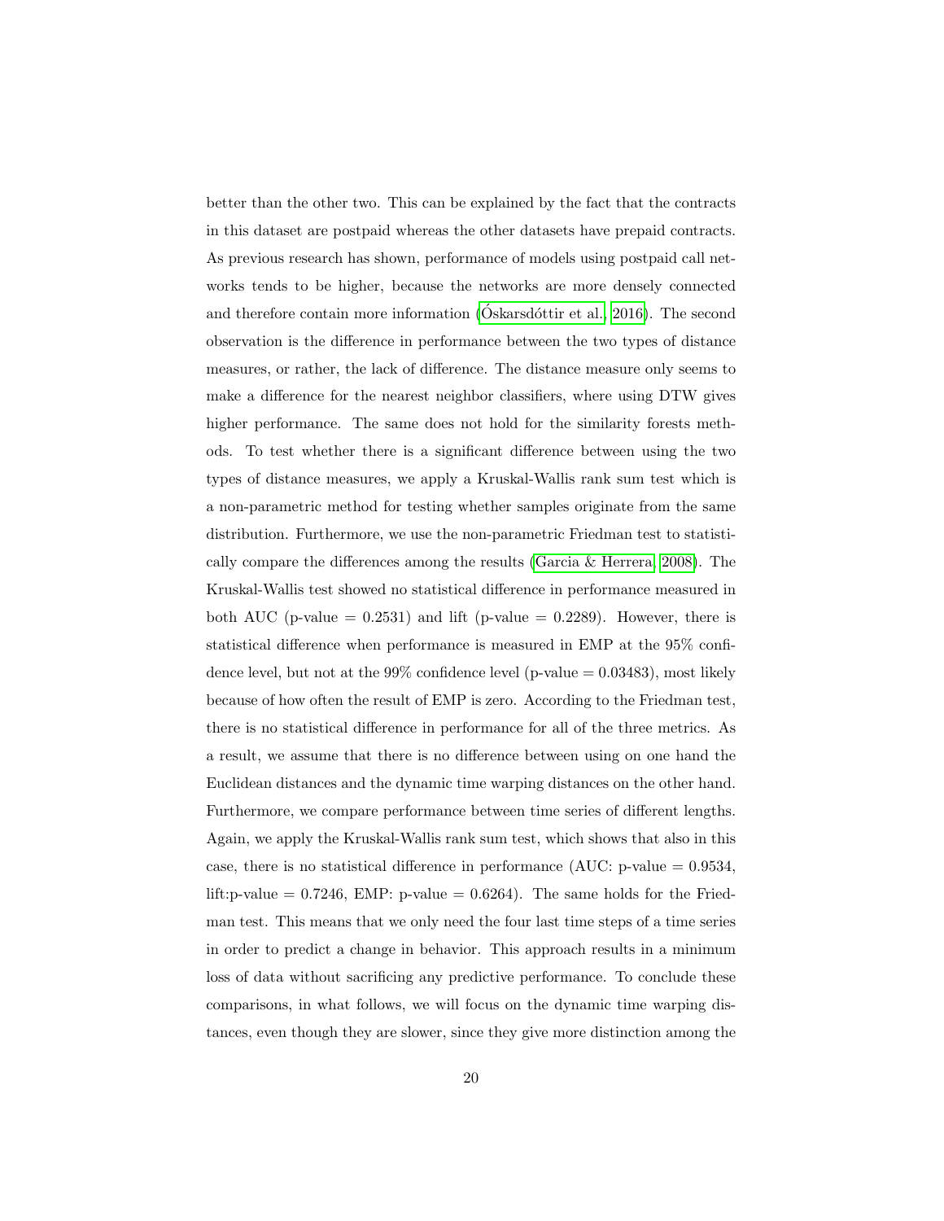better than the other two. This can be explained by the fact that the contracts in this dataset are postpaid whereas the other datasets have prepaid contracts. As previous research has shown, performance of models using postpaid call networks tends to be higher, because the networks are more densely connected and therefore contain more information (Óskarsdóttir et al., 2016). The second observation is the difference in performance between the two types of distance measures, or rather, the lack of difference. The distance measure only seems to make a difference for the nearest neighbor classifiers, where using DTW gives higher performance. The same does not hold for the similarity forests methods. To test whether there is a significant difference between using the two types of distance measures, we apply a Kruskal-Wallis rank sum test which is a non-parametric method for testing whether samples originate from the same distribution. Furthermore, we use the non-parametric Friedman test to statistically compare the differences among the results (Garcia & Herrera, 2008). The Kruskal-Wallis test showed no statistical difference in performance measured in both AUC (p-value = 0.2531) and lift (p-value = 0.2289). However, there is statistical difference when performance is measured in EMP at the 95% confidence level, but not at the 99% confidence level (p-value = 0.03483), most likely because of how often the result of EMP is zero. According to the Friedman test, there is no statistical difference in performance for all of the three metrics. As a result, we assume that there is no difference between using on one hand the Euclidean distances and the dynamic time warping distances on the other hand. Furthermore, we compare performance between time series of different lengths. Again, we apply the Kruskal-Wallis rank sum test, which shows that also in this case, there is no statistical difference in performance (AUC: p-value = 0.9534, lift:p-value = 0.7246, EMP: p-value = 0.6264). The same holds for the Friedman test. This means that we only need the four last time steps of a time series in order to predict a change in behavior. This approach results in a minimum loss of data without sacrificing any predictive performance. To conclude these comparisons, in what follows, we will focus on the dynamic time warping distances, even though they are slower, since they give more distinction among the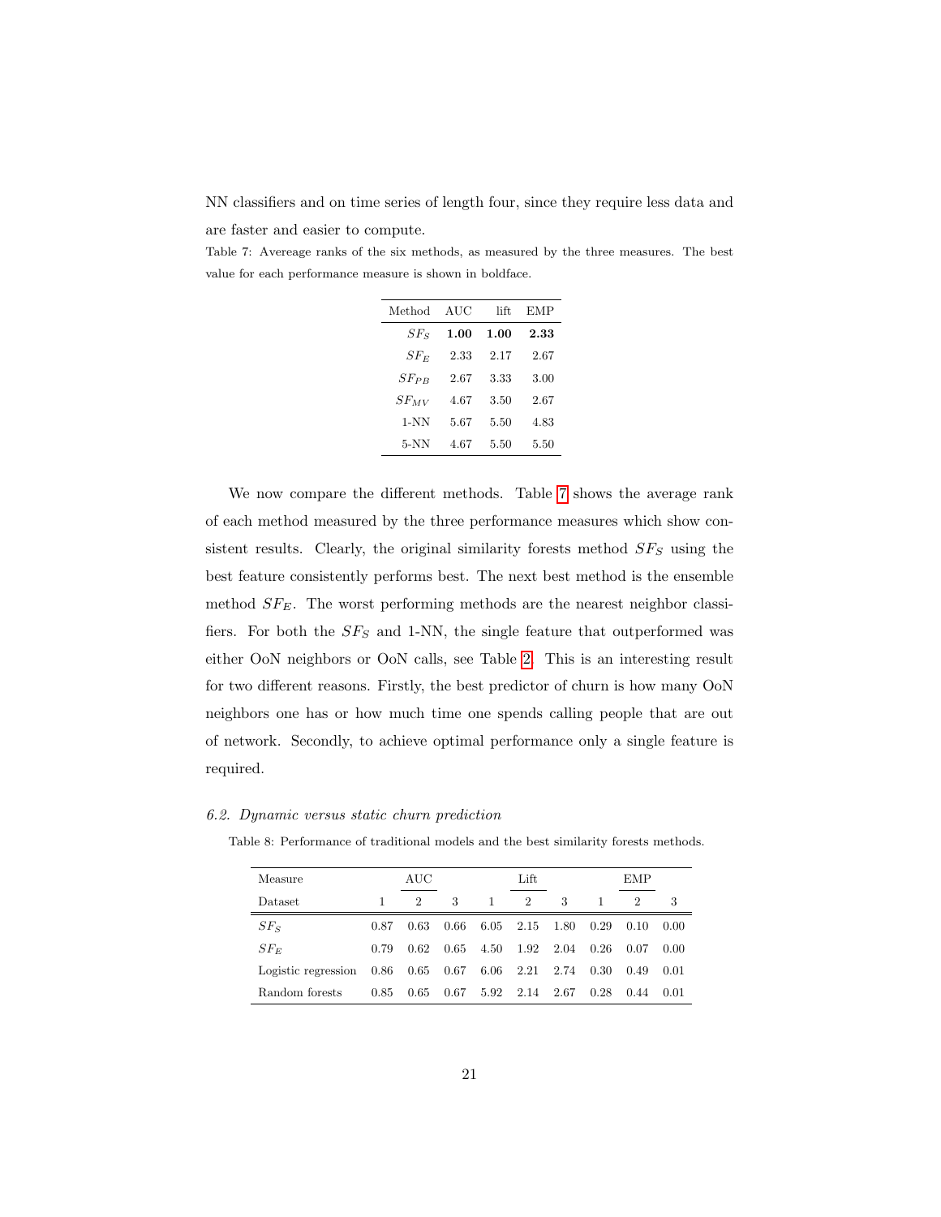NN classifiers and on time series of length four, since they require less data and are faster and easier to compute.

Table 7: Avereage ranks of the six methods, as measured by the three measures. The best value for each performance measure is shown in boldface.

| Method | AUC | lift | EMP |
|---|---|---|---|
| $SF_S$ | **1.00** | **1.00** | **2.33** |
| $SF_E$ | 2.33 | 2.17 | 2.67 |
| $SF_{PB}$ | 2.67 | 3.33 | 3.00 |
| $SF_{MV}$ | 4.67 | 3.50 | 2.67 |
| 1-NN | 5.67 | 5.50 | 4.83 |
| 5-NN | 4.67 | 5.50 | 5.50 |

We now compare the different methods. Table 7 shows the average rank of each method measured by the three performance measures which show consistent results. Clearly, the original similarity forests method $SF_S$ using the best feature consistently performs best. The next best method is the ensemble method $SF_E$. The worst performing methods are the nearest neighbor classifiers. For both the $SF_S$ and 1-NN, the single feature that outperformed was either OoN neighbors or OoN calls, see Table 2. This is an interesting result for two different reasons. Firstly, the best predictor of churn is how many OoN neighbors one has or how much time one spends calling people that are out of network. Secondly, to achieve optimal performance only a single feature is required.

### *6.2. Dynamic versus static churn prediction*

Table 8: Performance of traditional models and the best similarity forests methods.

| Measure | AUC | | | Lift | | | EMP | | |
|---|---|---|---|---|---|---|---|---|---|
| Dataset | 1 | 2 | 3 | 1 | 2 | 3 | 1 | 2 | 3 |
| $SF_S$ | 0.87 | 0.63 | 0.66 | 6.05 | 2.15 | 1.80 | 0.29 | 0.10 | 0.00 |
| $SF_E$ | 0.79 | 0.62 | 0.65 | 4.50 | 1.92 | 2.04 | 0.26 | 0.07 | 0.00 |
| Logistic regression | 0.86 | 0.65 | 0.67 | 6.06 | 2.21 | 2.74 | 0.30 | 0.49 | 0.01 |
| Random forests | 0.85 | 0.65 | 0.67 | 5.92 | 2.14 | 2.67 | 0.28 | 0.44 | 0.01 |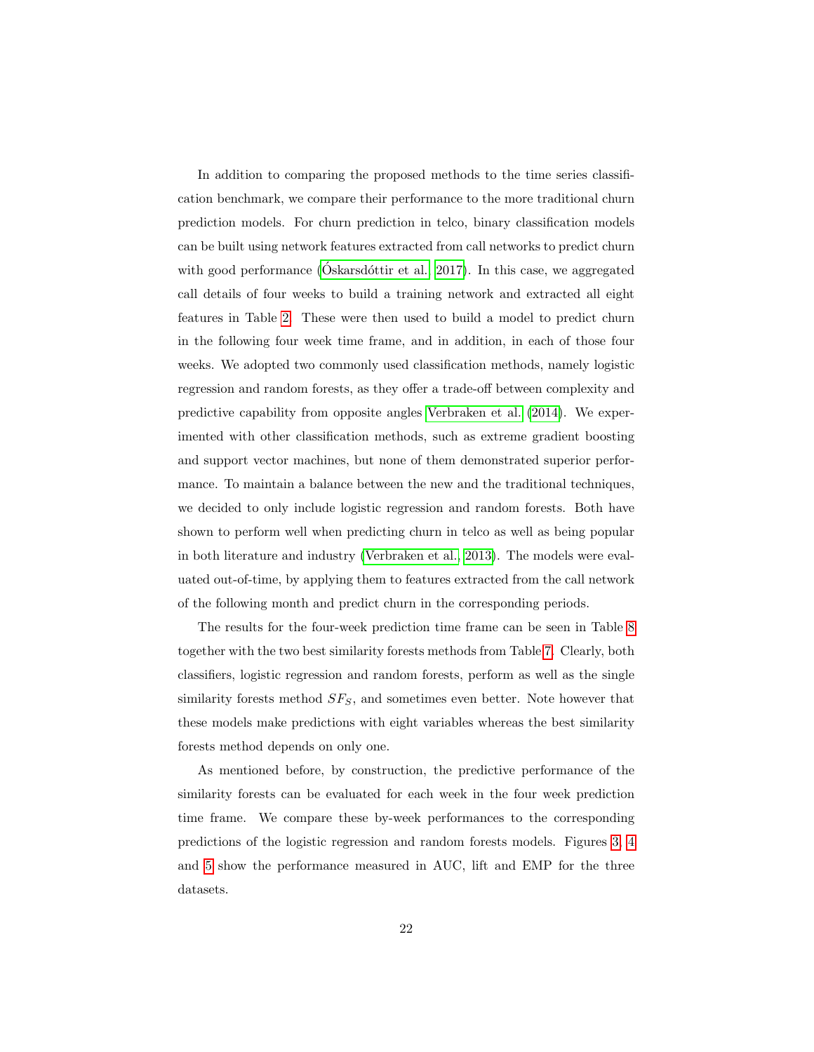In addition to comparing the proposed methods to the time series classification benchmark, we compare their performance to the more traditional churn prediction models. For churn prediction in telco, binary classification models can be built using network features extracted from call networks to predict churn with good performance (Óskarsdóttir et al. 2017). In this case, we aggregated call details of four weeks to build a training network and extracted all eight features in Table 2. These were then used to build a model to predict churn in the following four week time frame, and in addition, in each of those four weeks. We adopted two commonly used classification methods, namely logistic regression and random forests, as they offer a trade-off between complexity and predictive capability from opposite angles Verbraken et al. (2014). We experimented with other classification methods, such as extreme gradient boosting and support vector machines, but none of them demonstrated superior performance. To maintain a balance between the new and the traditional techniques, we decided to only include logistic regression and random forests. Both have shown to perform well when predicting churn in telco as well as being popular in both literature and industry (Verbraken et al., 2013). The models were evaluated out-of-time, by applying them to features extracted from the call network of the following month and predict churn in the corresponding periods.

The results for the four-week prediction time frame can be seen in Table 8 together with the two best similarity forests methods from Table 7. Clearly, both classifiers, logistic regression and random forests, perform as well as the single similarity forests method $SF_S$, and sometimes even better. Note however that these models make predictions with eight variables whereas the best similarity forests method depends on only one.

As mentioned before, by construction, the predictive performance of the similarity forests can be evaluated for each week in the four week prediction time frame. We compare these by-week performances to the corresponding predictions of the logistic regression and random forests models. Figures 3, 4 and 5 show the performance measured in AUC, lift and EMP for the three datasets.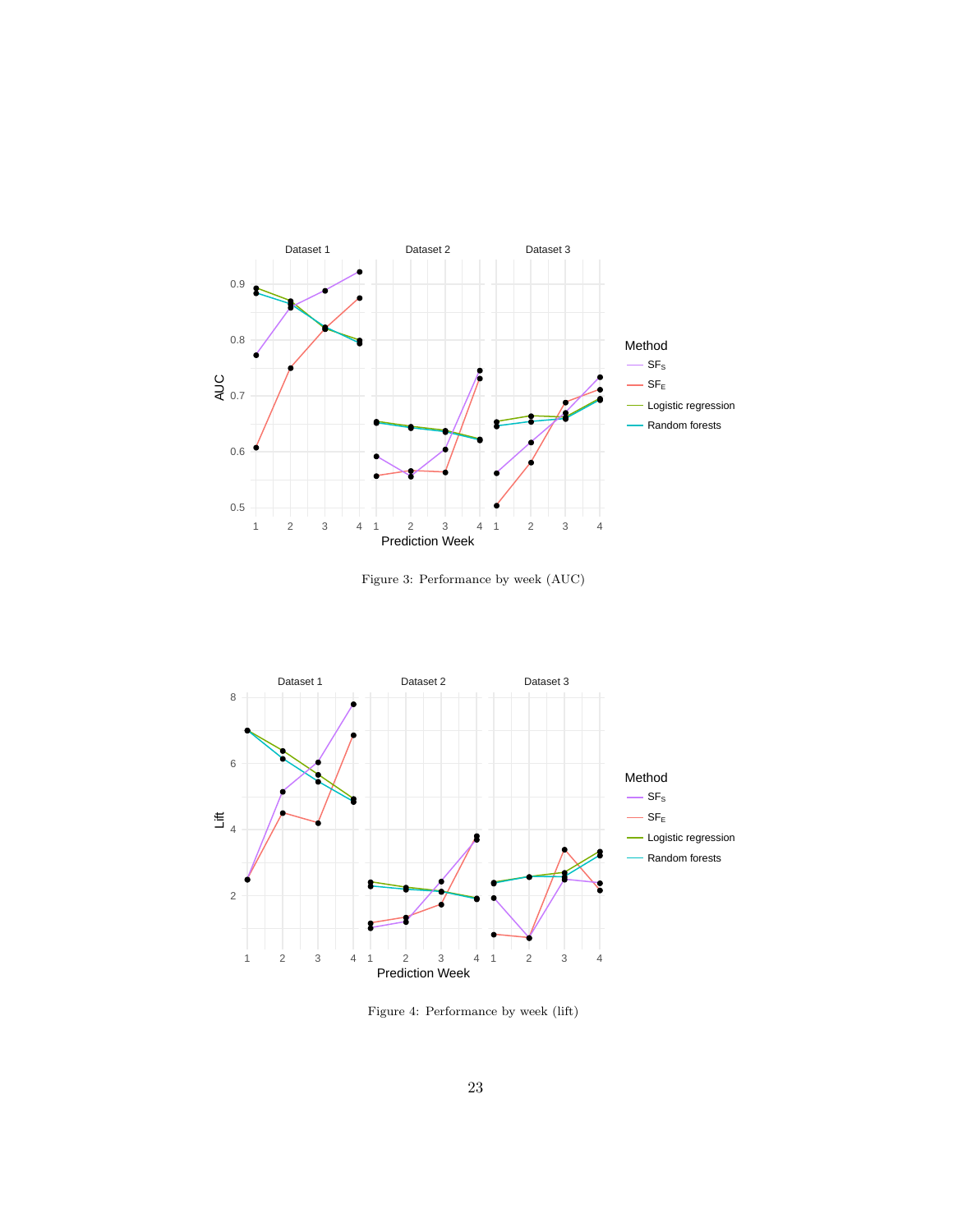Figure 3: Performance by week (AUC)

Figure 4: Performance by week (lift)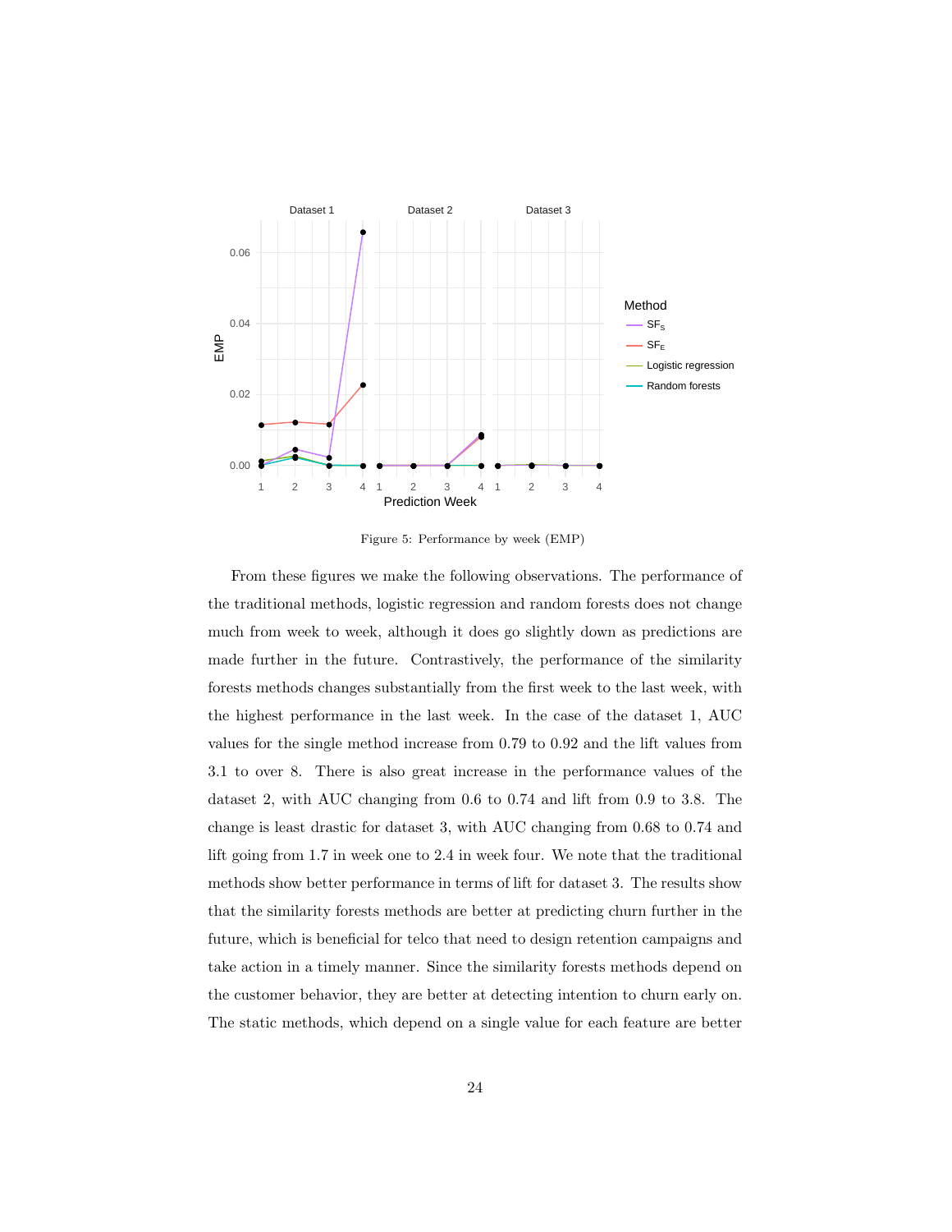Figure 5: Performance by week (EMP)

From these figures we make the following observations. The performance of the traditional methods, logistic regression and random forests does not change much from week to week, although it does go slightly down as predictions are made further in the future. Contrastively, the performance of the similarity forests methods changes substantially from the first week to the last week, with the highest performance in the last week. In the case of the dataset 1, AUC values for the single method increase from 0.79 to 0.92 and the lift values from 3.1 to over 8. There is also great increase in the performance values of the dataset 2, with AUC changing from 0.6 to 0.74 and lift from 0.9 to 3.8. The change is least drastic for dataset 3, with AUC changing from 0.68 to 0.74 and lift going from 1.7 in week one to 2.4 in week four. We note that the traditional methods show better performance in terms of lift for dataset 3. The results show that the similarity forests methods are better at predicting churn further in the future, which is beneficial for telco that need to design retention campaigns and take action in a timely manner. Since the similarity forests methods depend on the customer behavior, they are better at detecting intention to churn early on. The static methods, which depend on a single value for each feature are better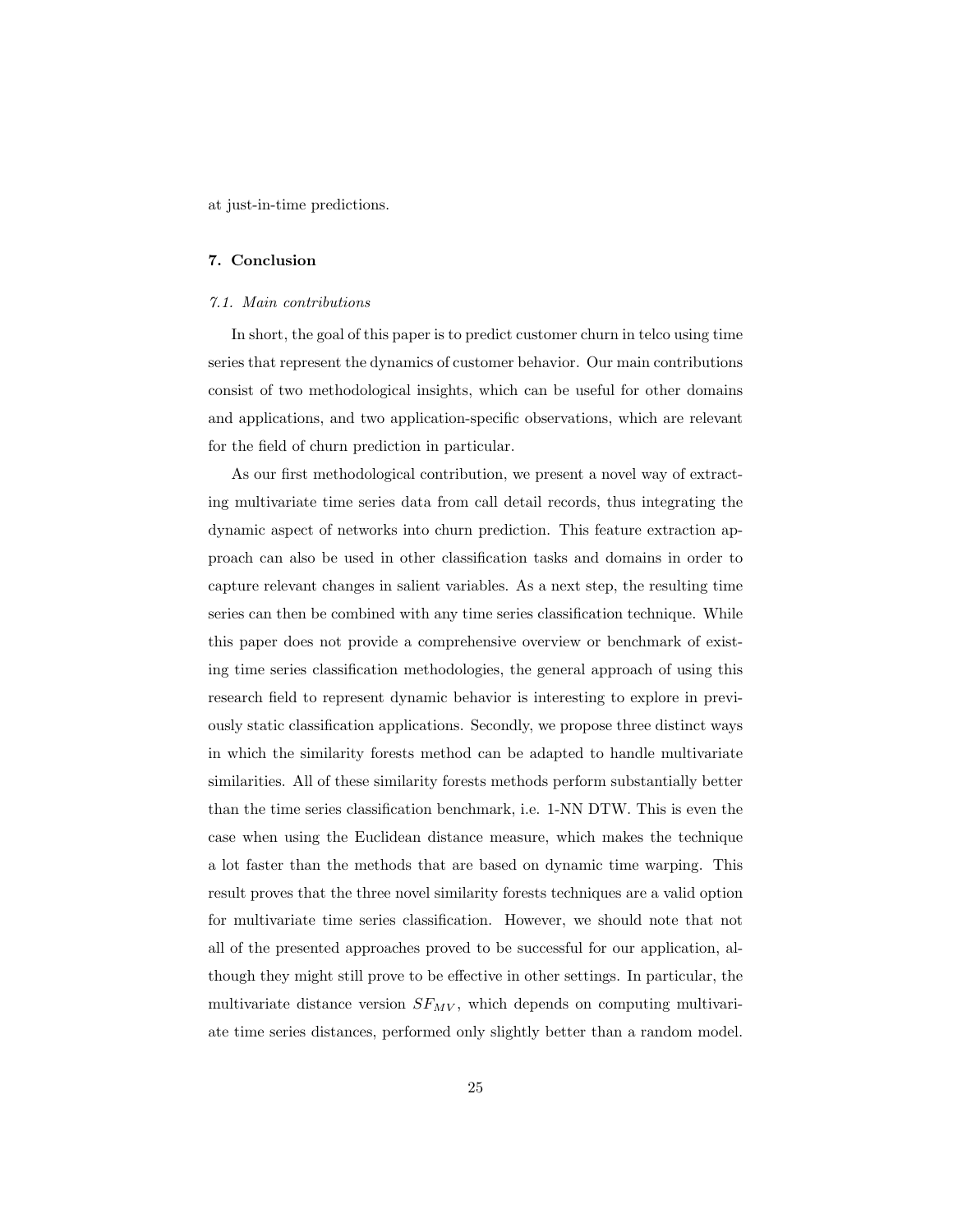at just-in-time predictions.

## 7. Conclusion

### *7.1. Main contributions*

In short, the goal of this paper is to predict customer churn in telco using time series that represent the dynamics of customer behavior. Our main contributions consist of two methodological insights, which can be useful for other domains and applications, and two application-specific observations, which are relevant for the field of churn prediction in particular.

As our first methodological contribution, we present a novel way of extracting multivariate time series data from call detail records, thus integrating the dynamic aspect of networks into churn prediction. This feature extraction approach can also be used in other classification tasks and domains in order to capture relevant changes in salient variables. As a next step, the resulting time series can then be combined with any time series classification technique. While this paper does not provide a comprehensive overview or benchmark of existing time series classification methodologies, the general approach of using this research field to represent dynamic behavior is interesting to explore in previously static classification applications. Secondly, we propose three distinct ways in which the similarity forests method can be adapted to handle multivariate similarities. All of these similarity forests methods perform substantially better than the time series classification benchmark, i.e. 1-NN DTW. This is even the case when using the Euclidean distance measure, which makes the technique a lot faster than the methods that are based on dynamic time warping. This result proves that the three novel similarity forests techniques are a valid option for multivariate time series classification. However, we should note that not all of the presented approaches proved to be successful for our application, although they might still prove to be effective in other settings. In particular, the multivariate distance version $SF_{MV}$, which depends on computing multivariate time series distances, performed only slightly better than a random model.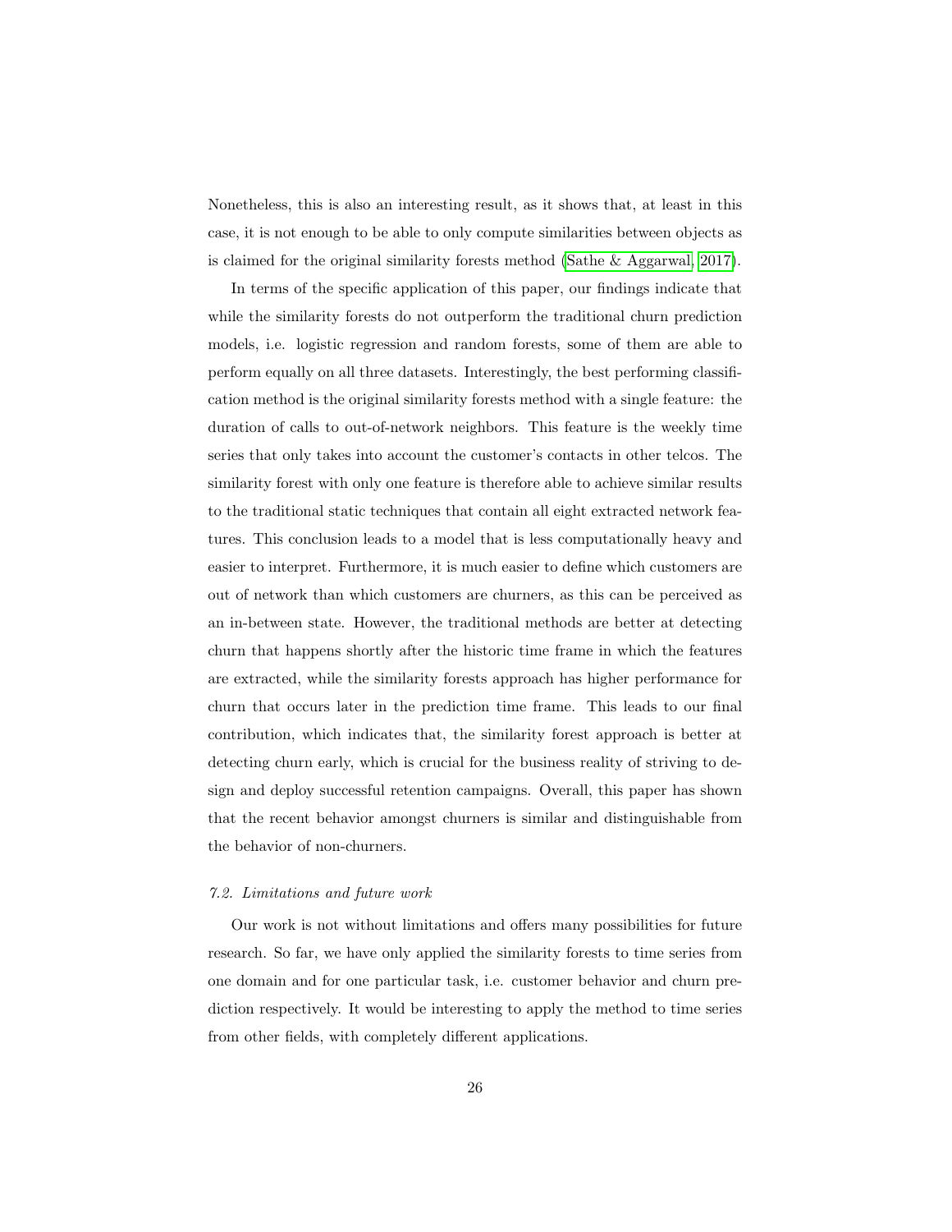Nonetheless, this is also an interesting result, as it shows that, at least in this case, it is not enough to be able to only compute similarities between objects as is claimed for the original similarity forests method (Sathe & Aggarwal, 2017).

In terms of the specific application of this paper, our findings indicate that while the similarity forests do not outperform the traditional churn prediction models, i.e. logistic regression and random forests, some of them are able to perform equally on all three datasets. Interestingly, the best performing classification method is the original similarity forests method with a single feature: the duration of calls to out-of-network neighbors. This feature is the weekly time series that only takes into account the customer's contacts in other telcos. The similarity forest with only one feature is therefore able to achieve similar results to the traditional static techniques that contain all eight extracted network features. This conclusion leads to a model that is less computationally heavy and easier to interpret. Furthermore, it is much easier to define which customers are out of network than which customers are churners, as this can be perceived as an in-between state. However, the traditional methods are better at detecting churn that happens shortly after the historic time frame in which the features are extracted, while the similarity forests approach has higher performance for churn that occurs later in the prediction time frame. This leads to our final contribution, which indicates that, the similarity forest approach is better at detecting churn early, which is crucial for the business reality of striving to design and deploy successful retention campaigns. Overall, this paper has shown that the recent behavior amongst churners is similar and distinguishable from the behavior of non-churners.

### *7.2. Limitations and future work*

Our work is not without limitations and offers many possibilities for future research. So far, we have only applied the similarity forests to time series from one domain and for one particular task, i.e. customer behavior and churn prediction respectively. It would be interesting to apply the method to time series from other fields, with completely different applications.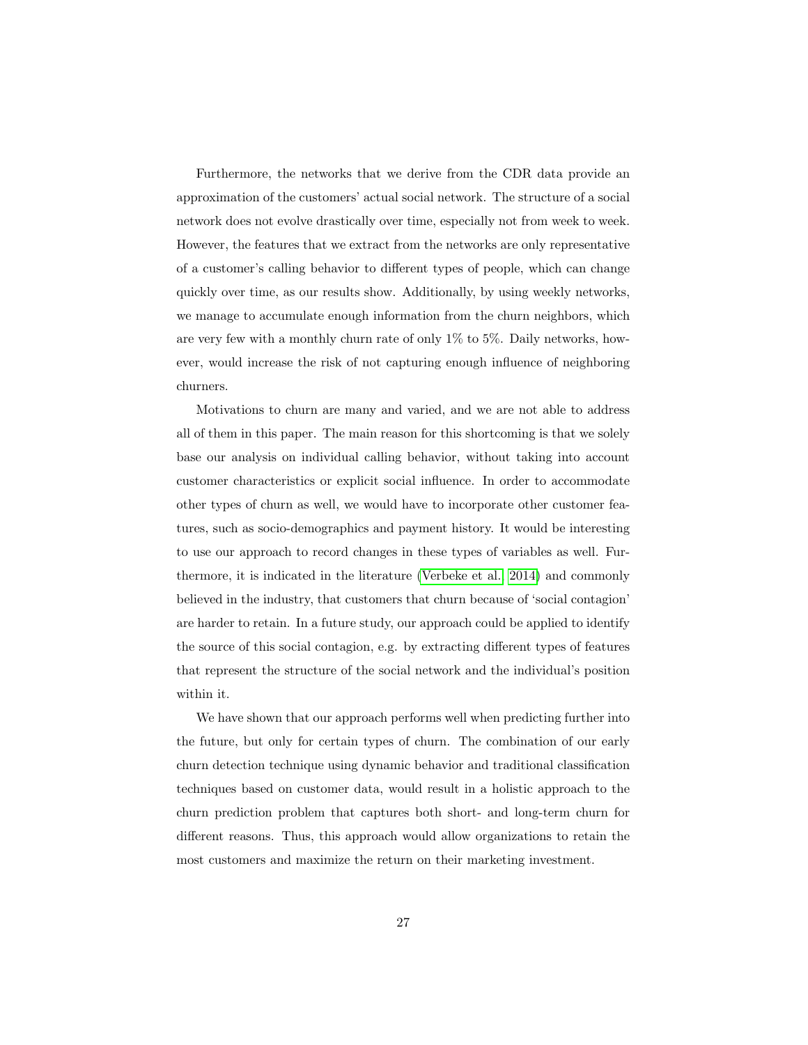Furthermore, the networks that we derive from the CDR data provide an approximation of the customers' actual social network. The structure of a social network does not evolve drastically over time, especially not from week to week. However, the features that we extract from the networks are only representative of a customer's calling behavior to different types of people, which can change quickly over time, as our results show. Additionally, by using weekly networks, we manage to accumulate enough information from the churn neighbors, which are very few with a monthly churn rate of only 1% to 5%. Daily networks, however, would increase the risk of not capturing enough influence of neighboring churners.

Motivations to churn are many and varied, and we are not able to address all of them in this paper. The main reason for this shortcoming is that we solely base our analysis on individual calling behavior, without taking into account customer characteristics or explicit social influence. In order to accommodate other types of churn as well, we would have to incorporate other customer features, such as socio-demographics and payment history. It would be interesting to use our approach to record changes in these types of variables as well. Furthermore, it is indicated in the literature (Verbeke et al. 2014) and commonly believed in the industry, that customers that churn because of 'social contagion' are harder to retain. In a future study, our approach could be applied to identify the source of this social contagion, e.g. by extracting different types of features that represent the structure of the social network and the individual's position within it.

We have shown that our approach performs well when predicting further into the future, but only for certain types of churn. The combination of our early churn detection technique using dynamic behavior and traditional classification techniques based on customer data, would result in a holistic approach to the churn prediction problem that captures both short- and long-term churn for different reasons. Thus, this approach would allow organizations to retain the most customers and maximize the return on their marketing investment.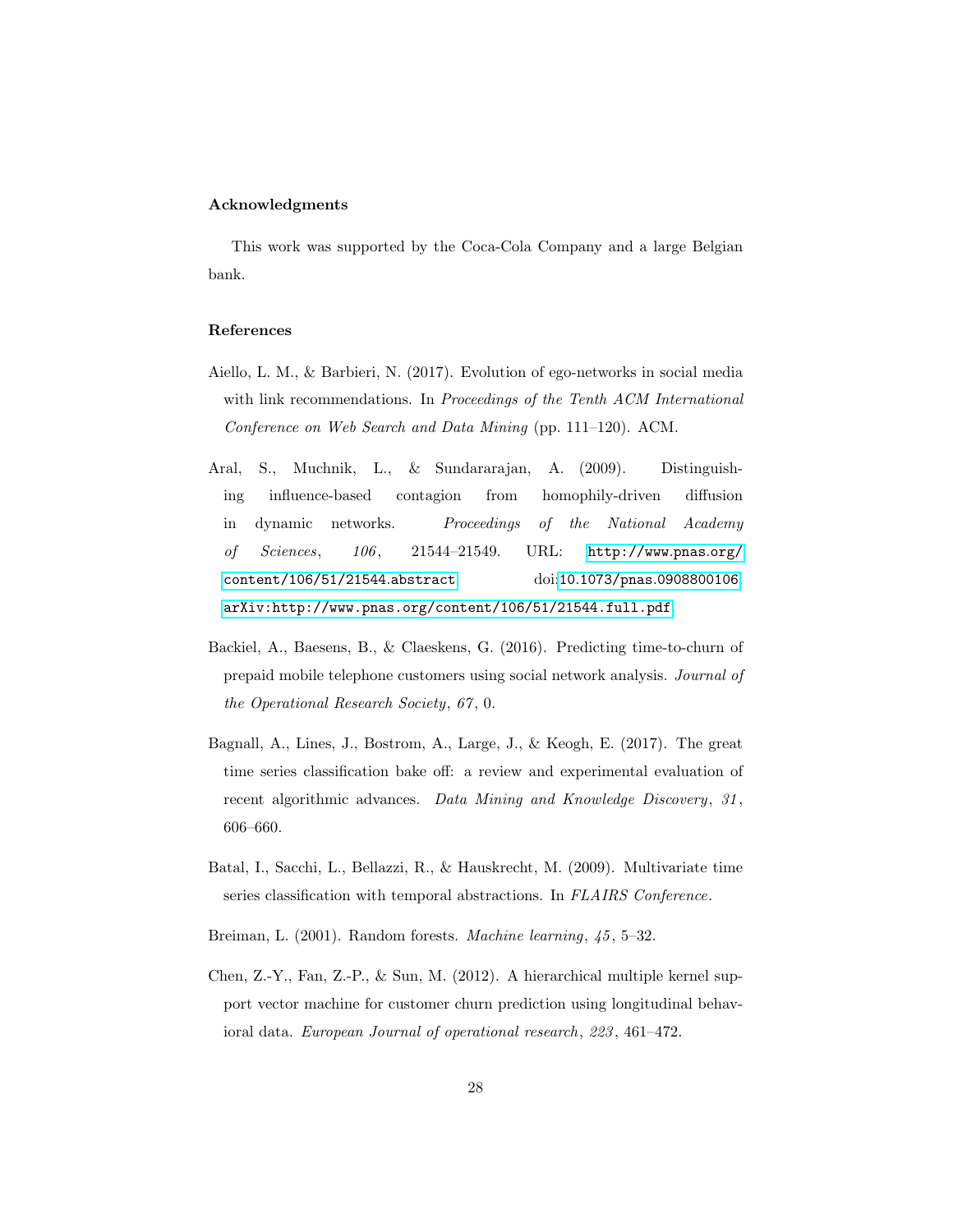## Acknowledgments

This work was supported by the Coca-Cola Company and a large Belgian bank.

## References

Aiello, L. M., & Barbieri, N. (2017). Evolution of ego-networks in social media with link recommendations. In *Proceedings of the Tenth ACM International Conference on Web Search and Data Mining* (pp. 111–120). ACM.

Aral, S., Muchnik, L., & Sundararajan, A. (2009). Distinguishing influence-based contagion from homophily-driven diffusion in dynamic networks. *Proceedings of the National Academy of Sciences*, *106*, 21544–21549. URL: http://www.pnas.org/content/106/51/21544.abstract. doi:10.1073/pnas.0908800106. arXiv:http://www.pnas.org/content/106/51/21544.full.pdf.

Backiel, A., Baesens, B., & Claeskens, G. (2016). Predicting time-to-churn of prepaid mobile telephone customers using social network analysis. *Journal of the Operational Research Society*, *67*, 0.

Bagnall, A., Lines, J., Bostrom, A., Large, J., & Keogh, E. (2017). The great time series classification bake off: a review and experimental evaluation of recent algorithmic advances. *Data Mining and Knowledge Discovery*, *31*, 606–660.

Batal, I., Sacchi, L., Bellazzi, R., & Hauskrecht, M. (2009). Multivariate time series classification with temporal abstractions. In *FLAIRS Conference*.

Breiman, L. (2001). Random forests. *Machine learning*, *45*, 5–32.

Chen, Z.-Y., Fan, Z.-P., & Sun, M. (2012). A hierarchical multiple kernel support vector machine for customer churn prediction using longitudinal behavioral data. *European Journal of operational research*, *223*, 461–472.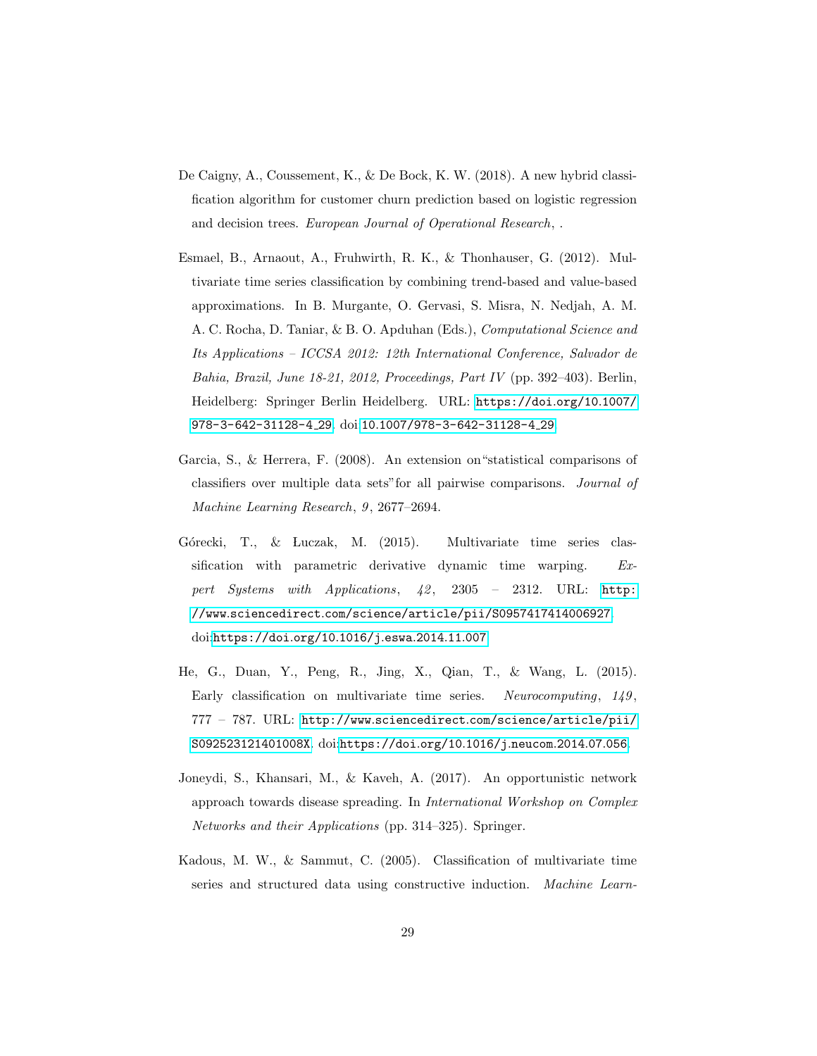De Caigny, A., Coussement, K., & De Bock, K. W. (2018). A new hybrid classification algorithm for customer churn prediction based on logistic regression and decision trees. *European Journal of Operational Research*, .

Esmael, B., Arnaout, A., Fruhwirth, R. K., & Thonhauser, G. (2012). Multivariate time series classification by combining trend-based and value-based approximations. In B. Murgante, O. Gervasi, S. Misra, N. Nedjah, A. M. A. C. Rocha, D. Taniar, & B. O. Apduhan (Eds.), *Computational Science and Its Applications – ICCSA 2012: 12th International Conference, Salvador de Bahia, Brazil, June 18-21, 2012, Proceedings, Part IV* (pp. 392–403). Berlin, Heidelberg: Springer Berlin Heidelberg. URL: https://doi.org/10.1007/978-3-642-31128-4_29. doi:10.1007/978-3-642-31128-4_29.

Garcia, S., & Herrera, F. (2008). An extension on"statistical comparisons of classifiers over multiple data sets"for all pairwise comparisons. *Journal of Machine Learning Research*, *9*, 2677–2694.

Górecki, T., & Łuczak, M. (2015). Multivariate time series classification with parametric derivative dynamic time warping. *Expert Systems with Applications*, *42*, 2305 – 2312. URL: http://www.sciencedirect.com/science/article/pii/S0957417414006927. doi:https://doi.org/10.1016/j.eswa.2014.11.007.

He, G., Duan, Y., Peng, R., Jing, X., Qian, T., & Wang, L. (2015). Early classification on multivariate time series. *Neurocomputing*, *149*, 777 – 787. URL: http://www.sciencedirect.com/science/article/pii/S092523121401008X. doi:https://doi.org/10.1016/j.neucom.2014.07.056.

Joneydi, S., Khansari, M., & Kaveh, A. (2017). An opportunistic network approach towards disease spreading. In *International Workshop on Complex Networks and their Applications* (pp. 314–325). Springer.

Kadous, M. W., & Sammut, C. (2005). Classification of multivariate time series and structured data using constructive induction. *Machine Learn-*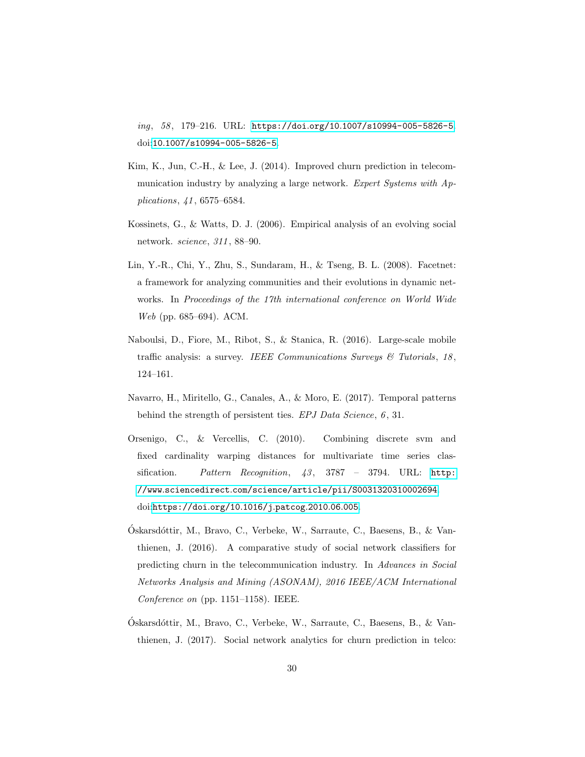*ing*, *58*, 179–216. URL: https://doi.org/10.1007/s10994-005-5826-5. doi:10.1007/s10994-005-5826-5.

Kim, K., Jun, C.-H., & Lee, J. (2014). Improved churn prediction in telecommunication industry by analyzing a large network. *Expert Systems with Applications*, *41*, 6575–6584.

Kossinets, G., & Watts, D. J. (2006). Empirical analysis of an evolving social network. *science*, *311*, 88–90.

Lin, Y.-R., Chi, Y., Zhu, S., Sundaram, H., & Tseng, B. L. (2008). Facetnet: a framework for analyzing communities and their evolutions in dynamic networks. In *Proceedings of the 17th international conference on World Wide Web* (pp. 685–694). ACM.

Naboulsi, D., Fiore, M., Ribot, S., & Stanica, R. (2016). Large-scale mobile traffic analysis: a survey. *IEEE Communications Surveys & Tutorials*, *18*, 124–161.

Navarro, H., Miritello, G., Canales, A., & Moro, E. (2017). Temporal patterns behind the strength of persistent ties. *EPJ Data Science*, *6*, 31.

Orsenigo, C., & Vercellis, C. (2010). Combining discrete svm and fixed cardinality warping distances for multivariate time series classification. *Pattern Recognition*, *43*, 3787 – 3794. URL: http://www.sciencedirect.com/science/article/pii/S0031320310002694. doi:https://doi.org/10.1016/j.patcog.2010.06.005.

Óskarsdóttir, M., Bravo, C., Verbeke, W., Sarraute, C., Baesens, B., & Vanthienen, J. (2016). A comparative study of social network classifiers for predicting churn in the telecommunication industry. In *Advances in Social Networks Analysis and Mining (ASONAM), 2016 IEEE/ACM International Conference on* (pp. 1151–1158). IEEE.

Óskarsdóttir, M., Bravo, C., Verbeke, W., Sarraute, C., Baesens, B., & Vanthienen, J. (2017). Social network analytics for churn prediction in telco: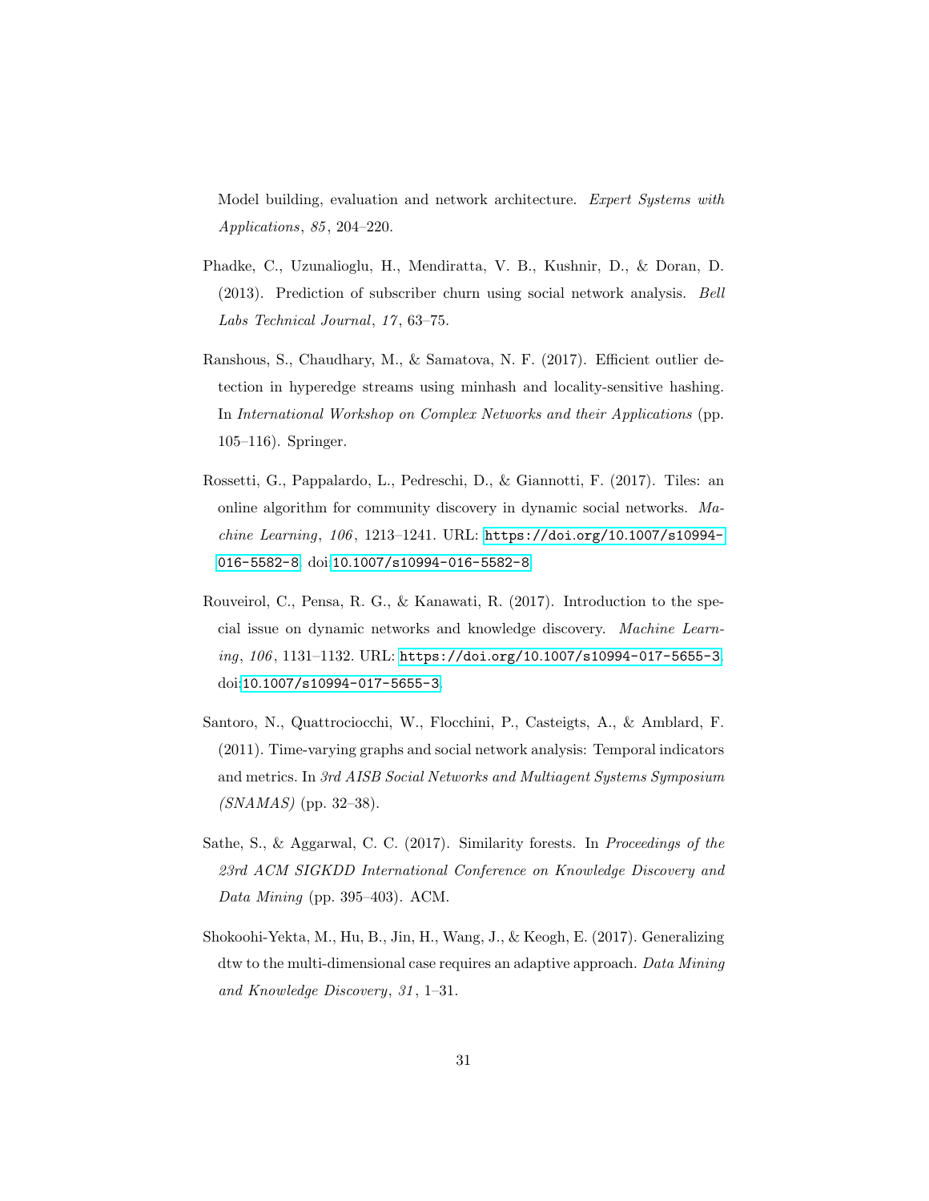Model building, evaluation and network architecture. *Expert Systems with Applications*, *85*, 204–220.

Phadke, C., Uzunalioglu, H., Mendiratta, V. B., Kushnir, D., & Doran, D. (2013). Prediction of subscriber churn using social network analysis. *Bell Labs Technical Journal*, *17*, 63–75.

Ranshous, S., Chaudhary, M., & Samatova, N. F. (2017). Efficient outlier detection in hyperedge streams using minhash and locality-sensitive hashing. In *International Workshop on Complex Networks and their Applications* (pp. 105–116). Springer.

Rossetti, G., Pappalardo, L., Pedreschi, D., & Giannotti, F. (2017). Tiles: an online algorithm for community discovery in dynamic social networks. *Machine Learning*, *106*, 1213–1241. URL: https://doi.org/10.1007/s10994-016-5582-8. doi:10.1007/s10994-016-5582-8.

Rouveirol, C., Pensa, R. G., & Kanawati, R. (2017). Introduction to the special issue on dynamic networks and knowledge discovery. *Machine Learning*, *106*, 1131–1132. URL: https://doi.org/10.1007/s10994-017-5655-3. doi:10.1007/s10994-017-5655-3.

Santoro, N., Quattrociocchi, W., Flocchini, P., Casteigts, A., & Amblard, F. (2011). Time-varying graphs and social network analysis: Temporal indicators and metrics. In *3rd AISB Social Networks and Multiagent Systems Symposium (SNAMAS)* (pp. 32–38).

Sathe, S., & Aggarwal, C. C. (2017). Similarity forests. In *Proceedings of the 23rd ACM SIGKDD International Conference on Knowledge Discovery and Data Mining* (pp. 395–403). ACM.

Shokoohi-Yekta, M., Hu, B., Jin, H., Wang, J., & Keogh, E. (2017). Generalizing dtw to the multi-dimensional case requires an adaptive approach. *Data Mining and Knowledge Discovery*, *31*, 1–31.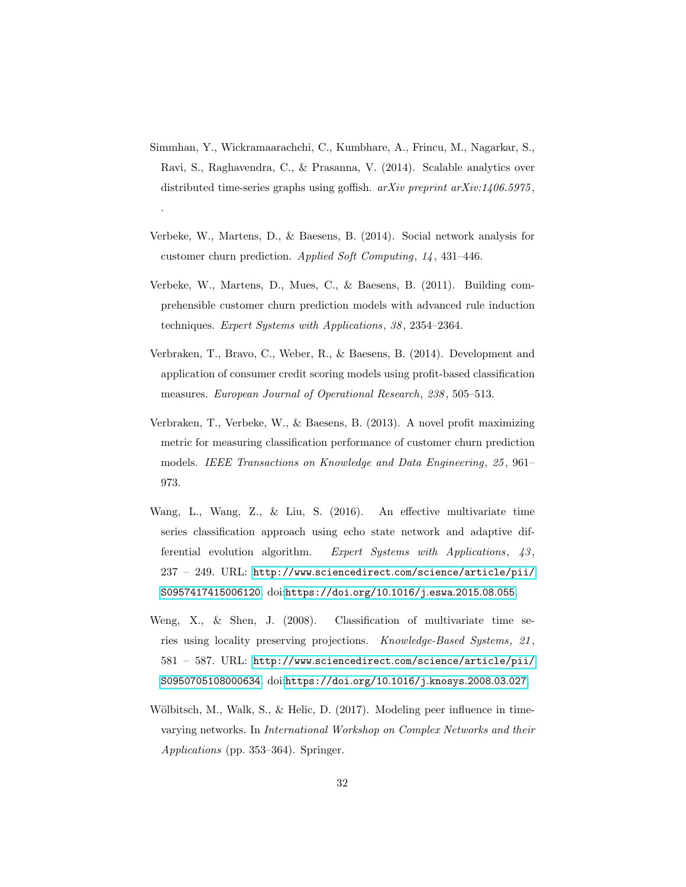Simmhan, Y., Wickramaarachchi, C., Kumbhare, A., Frincu, M., Nagarkar, S., Ravi, S., Raghavendra, C., & Prasanna, V. (2014). Scalable analytics over distributed time-series graphs using goffish. *arXiv preprint arXiv:1406.5975*, .

Verbeke, W., Martens, D., & Baesens, B. (2014). Social network analysis for customer churn prediction. *Applied Soft Computing*, *14*, 431–446.

Verbeke, W., Martens, D., Mues, C., & Baesens, B. (2011). Building comprehensible customer churn prediction models with advanced rule induction techniques. *Expert Systems with Applications*, *38*, 2354–2364.

Verbraken, T., Bravo, C., Weber, R., & Baesens, B. (2014). Development and application of consumer credit scoring models using profit-based classification measures. *European Journal of Operational Research*, *238*, 505–513.

Verbraken, T., Verbeke, W., & Baesens, B. (2013). A novel profit maximizing metric for measuring classification performance of customer churn prediction models. *IEEE Transactions on Knowledge and Data Engineering*, *25*, 961–973.

Wang, L., Wang, Z., & Liu, S. (2016). An effective multivariate time series classification approach using echo state network and adaptive differential evolution algorithm. *Expert Systems with Applications*, *43*, 237 – 249. URL: http://www.sciencedirect.com/science/article/pii/S0957417415006120. doi:https://doi.org/10.1016/j.eswa.2015.08.055.

Weng, X., & Shen, J. (2008). Classification of multivariate time series using locality preserving projections. *Knowledge-Based Systems*, *21*, 581 – 587. URL: http://www.sciencedirect.com/science/article/pii/S0950705108000634. doi:https://doi.org/10.1016/j.knosys.2008.03.027.

Wölbitsch, M., Walk, S., & Helic, D. (2017). Modeling peer influence in time-varying networks. In *International Workshop on Complex Networks and their Applications* (pp. 353–364). Springer.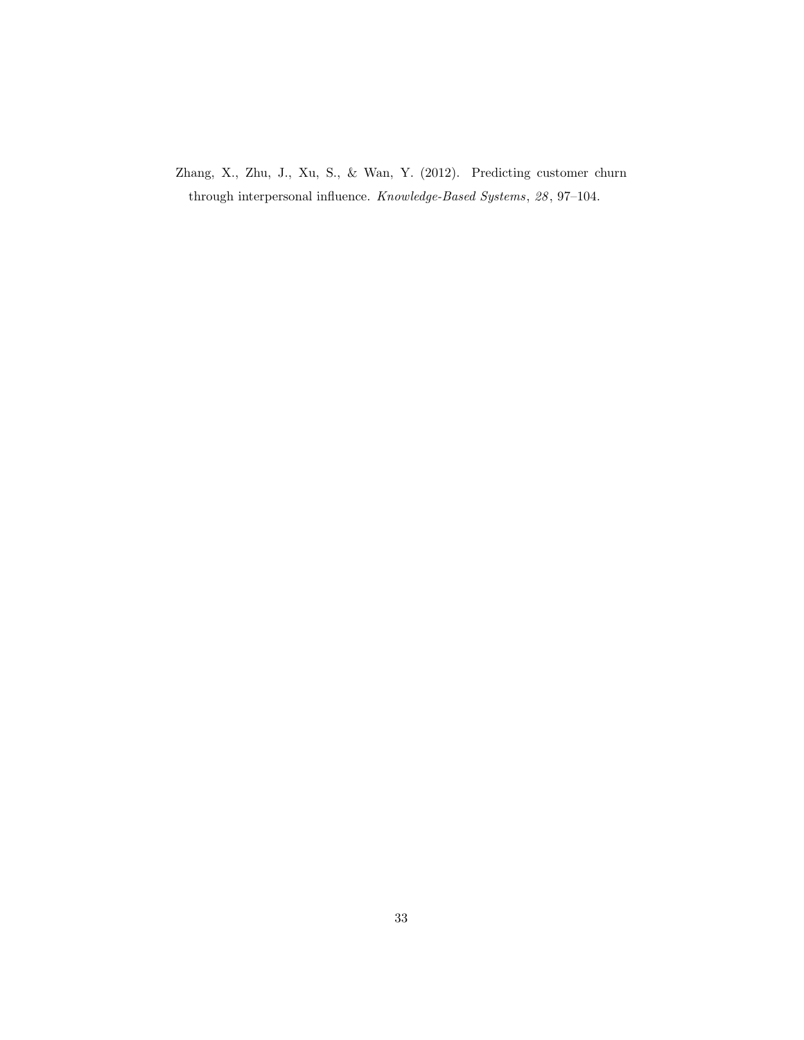Zhang, X., Zhu, J., Xu, S., & Wan, Y. (2012). Predicting customer churn through interpersonal influence. *Knowledge-Based Systems*, *28*, 97–104.